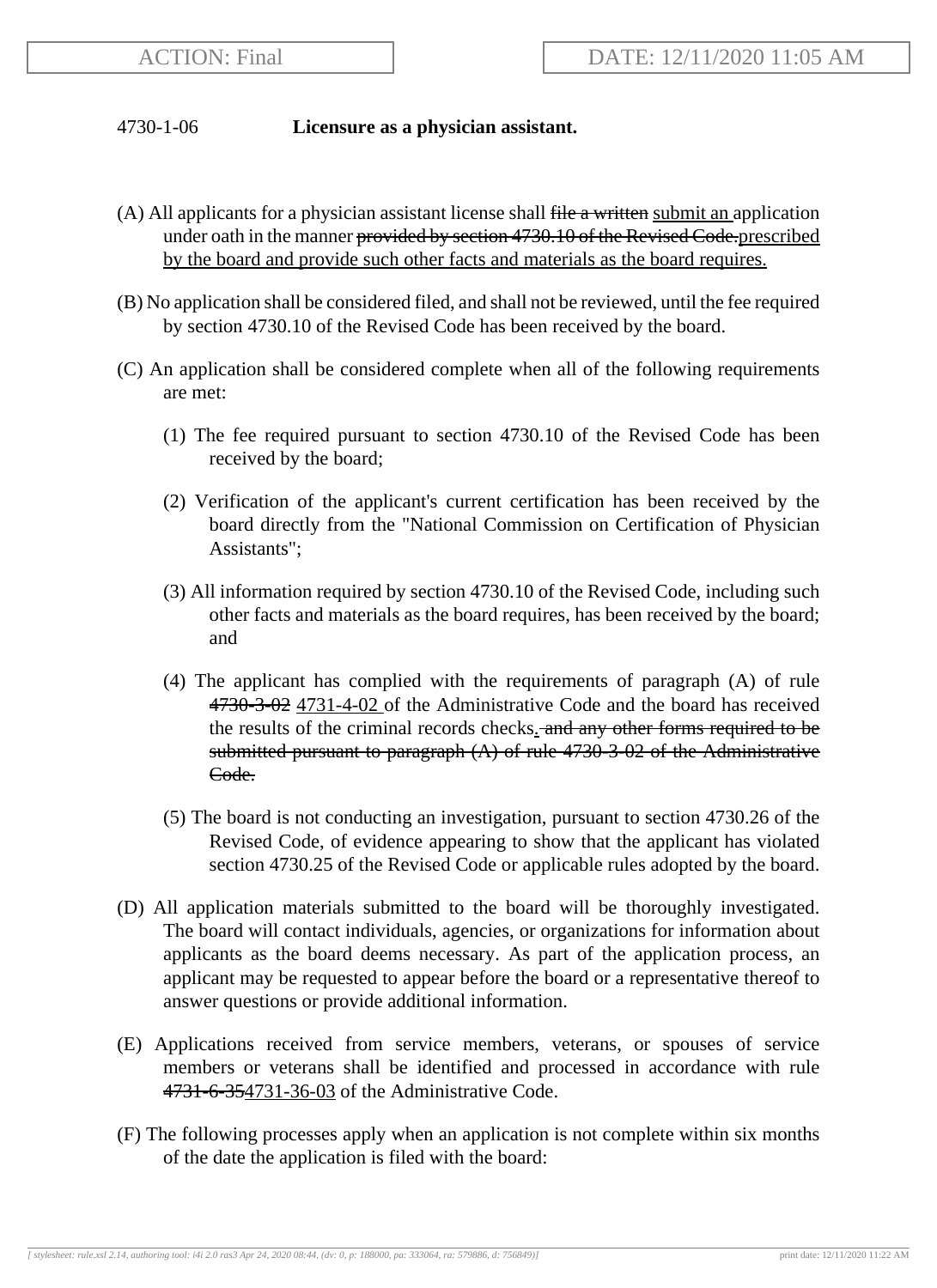4730-1-06 **Licensure as a physician assistant.**

(A) All applicants for a physician assistant license shall ~~file a written~~ <u>submit an</u> application under oath in the manner ~~provided by section 4730.10 of the Revised Code.~~<u>prescribed by the board and provide such other facts and materials as the board requires.</u>

(B) No application shall be considered filed, and shall not be reviewed, until the fee required by section 4730.10 of the Revised Code has been received by the board.

(C) An application shall be considered complete when all of the following requirements are met:

(1) The fee required pursuant to section 4730.10 of the Revised Code has been received by the board;

(2) Verification of the applicant's current certification has been received by the board directly from the "National Commission on Certification of Physician Assistants";

(3) All information required by section 4730.10 of the Revised Code, including such other facts and materials as the board requires, has been received by the board; and

(4) The applicant has complied with the requirements of paragraph (A) of rule ~~4730-3-02~~ <u>4731-4-02</u> of the Administrative Code and the board has received the results of the criminal records checks<u>.</u>~~ and any other forms required to be submitted pursuant to paragraph (A) of rule 4730-3-02 of the Administrative Code.~~

(5) The board is not conducting an investigation, pursuant to section 4730.26 of the Revised Code, of evidence appearing to show that the applicant has violated section 4730.25 of the Revised Code or applicable rules adopted by the board.

(D) All application materials submitted to the board will be thoroughly investigated. The board will contact individuals, agencies, or organizations for information about applicants as the board deems necessary. As part of the application process, an applicant may be requested to appear before the board or a representative thereof to answer questions or provide additional information.

(E) Applications received from service members, veterans, or spouses of service members or veterans shall be identified and processed in accordance with rule ~~4731-6-35~~<u>4731-36-03</u> of the Administrative Code.

(F) The following processes apply when an application is not complete within six months of the date the application is filed with the board: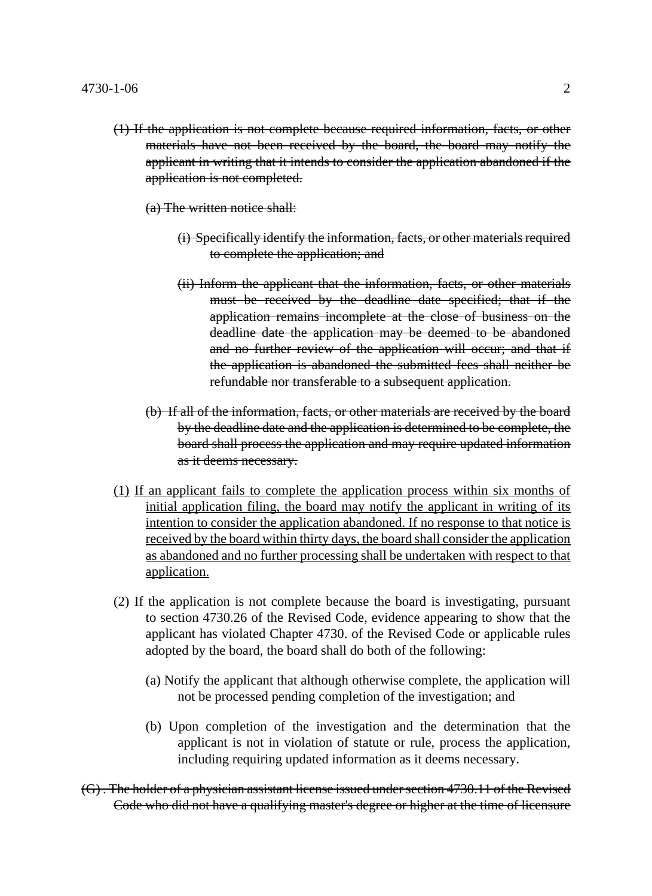~~(1) If the application is not complete because required information, facts, or other materials have not been received by the board, the board may notify the applicant in writing that it intends to consider the application abandoned if the application is not completed.~~

~~(a) The written notice shall:~~

~~(i) Specifically identify the information, facts, or other materials required to complete the application; and~~

~~(ii) Inform the applicant that the information, facts, or other materials must be received by the deadline date specified; that if the application remains incomplete at the close of business on the deadline date the application may be deemed to be abandoned and no further review of the application will occur; and that if the application is abandoned the submitted fees shall neither be refundable nor transferable to a subsequent application.~~

~~(b) If all of the information, facts, or other materials are received by the board by the deadline date and the application is determined to be complete, the board shall process the application and may require updated information as it deems necessary.~~

<u>(1) If an applicant fails to complete the application process within six months of initial application filing, the board may notify the applicant in writing of its intention to consider the application abandoned. If no response to that notice is received by the board within thirty days, the board shall consider the application as abandoned and no further processing shall be undertaken with respect to that application.</u>

(2) If the application is not complete because the board is investigating, pursuant to section 4730.26 of the Revised Code, evidence appearing to show that the applicant has violated Chapter 4730. of the Revised Code or applicable rules adopted by the board, the board shall do both of the following:

(a) Notify the applicant that although otherwise complete, the application will not be processed pending completion of the investigation; and

(b) Upon completion of the investigation and the determination that the applicant is not in violation of statute or rule, process the application, including requiring updated information as it deems necessary.

~~(G) . The holder of a physician assistant license issued under section 4730.11 of the Revised Code who did not have a qualifying master's degree or higher at the time of licensure~~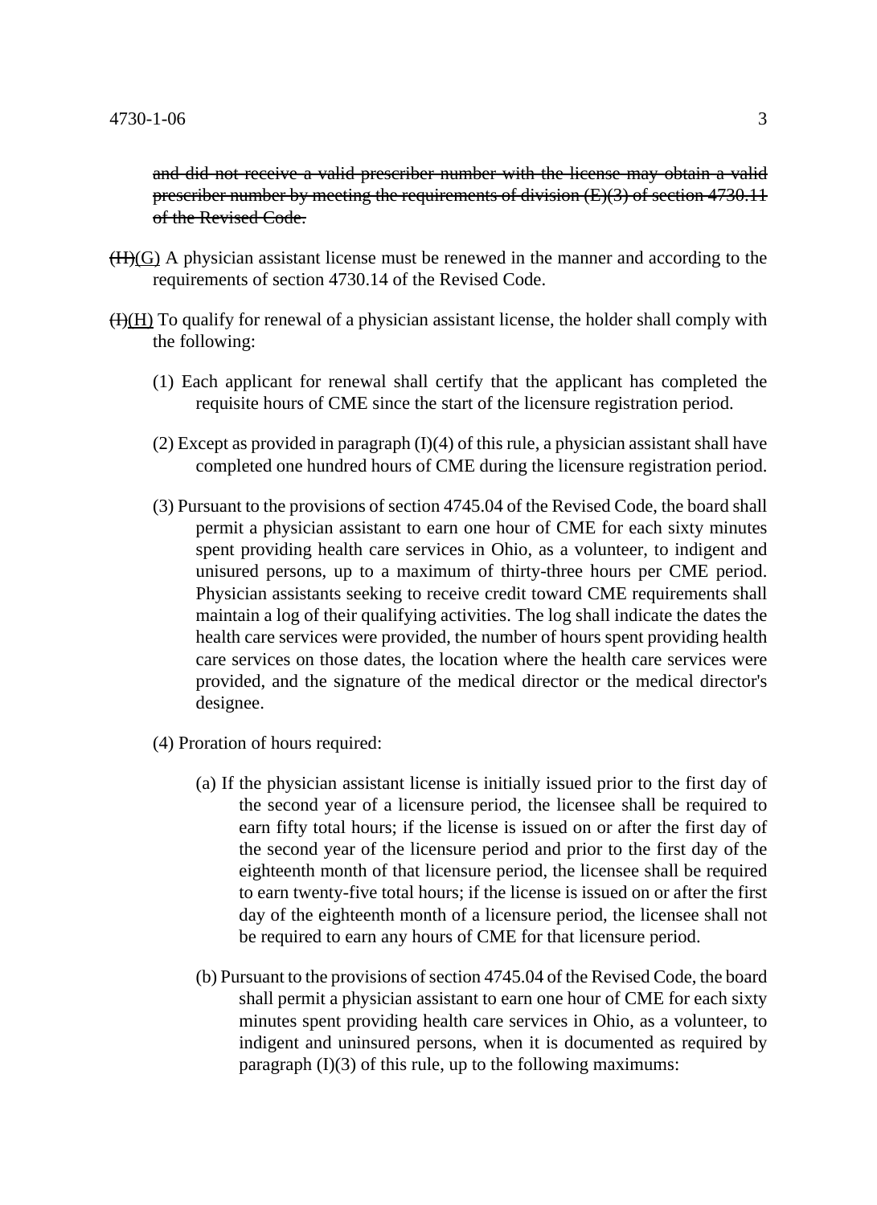~~and did not receive a valid prescriber number with the license may obtain a valid prescriber number by meeting the requirements of division (E)(3) of section 4730.11 of the Revised Code.~~

~~(H)~~<u>(G)</u> A physician assistant license must be renewed in the manner and according to the requirements of section 4730.14 of the Revised Code.

~~(I)~~<u>(H)</u> To qualify for renewal of a physician assistant license, the holder shall comply with the following:

(1) Each applicant for renewal shall certify that the applicant has completed the requisite hours of CME since the start of the licensure registration period.

(2) Except as provided in paragraph (I)(4) of this rule, a physician assistant shall have completed one hundred hours of CME during the licensure registration period.

(3) Pursuant to the provisions of section 4745.04 of the Revised Code, the board shall permit a physician assistant to earn one hour of CME for each sixty minutes spent providing health care services in Ohio, as a volunteer, to indigent and unisured persons, up to a maximum of thirty-three hours per CME period. Physician assistants seeking to receive credit toward CME requirements shall maintain a log of their qualifying activities. The log shall indicate the dates the health care services were provided, the number of hours spent providing health care services on those dates, the location where the health care services were provided, and the signature of the medical director or the medical director's designee.

(4) Proration of hours required:

(a) If the physician assistant license is initially issued prior to the first day of the second year of a licensure period, the licensee shall be required to earn fifty total hours; if the license is issued on or after the first day of the second year of the licensure period and prior to the first day of the eighteenth month of that licensure period, the licensee shall be required to earn twenty-five total hours; if the license is issued on or after the first day of the eighteenth month of a licensure period, the licensee shall not be required to earn any hours of CME for that licensure period.

(b) Pursuant to the provisions of section 4745.04 of the Revised Code, the board shall permit a physician assistant to earn one hour of CME for each sixty minutes spent providing health care services in Ohio, as a volunteer, to indigent and uninsured persons, when it is documented as required by paragraph (I)(3) of this rule, up to the following maximums: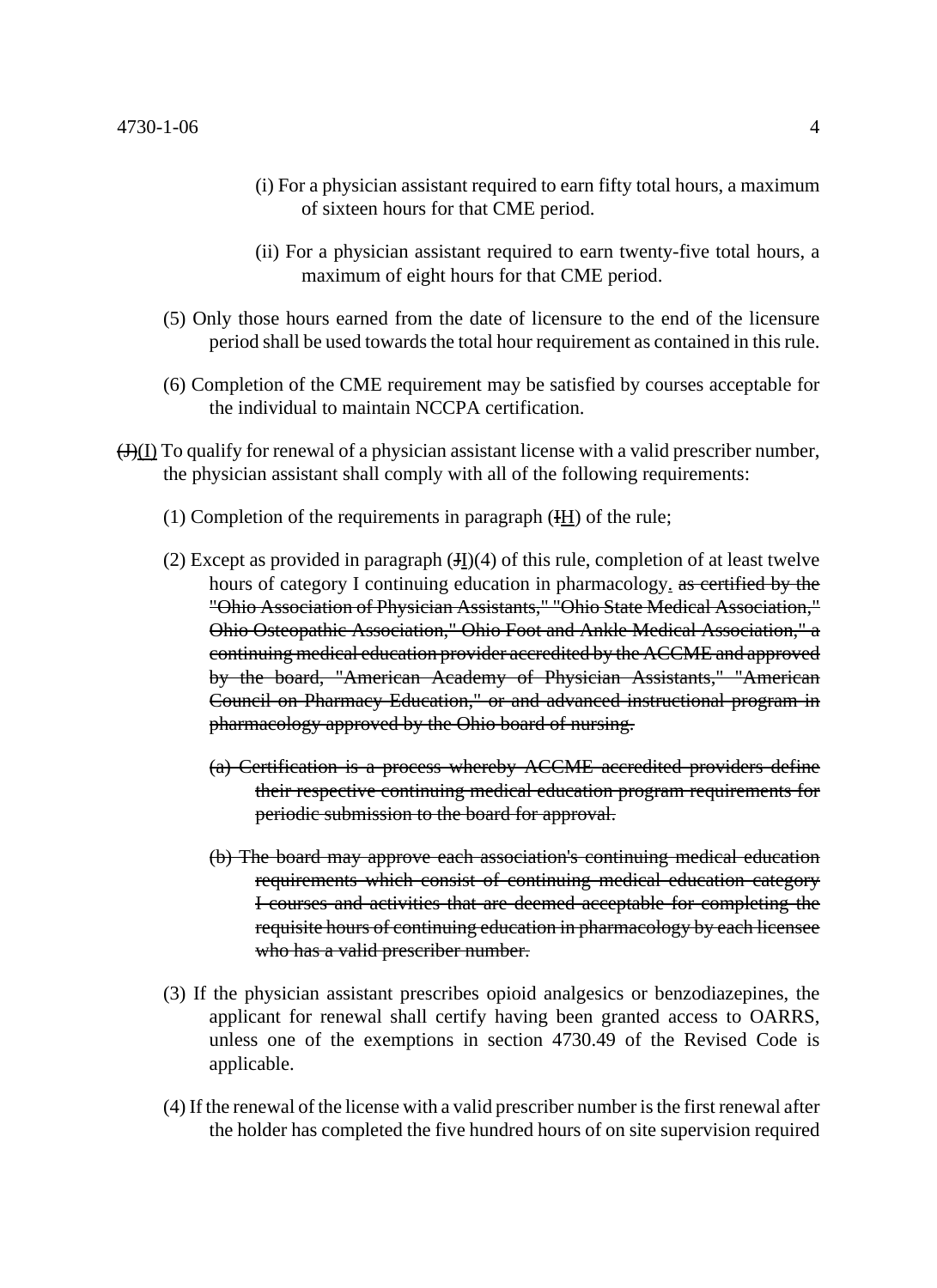(i) For a physician assistant required to earn fifty total hours, a maximum of sixteen hours for that CME period.

(ii) For a physician assistant required to earn twenty-five total hours, a maximum of eight hours for that CME period.

(5) Only those hours earned from the date of licensure to the end of the licensure period shall be used towards the total hour requirement as contained in this rule.

(6) Completion of the CME requirement may be satisfied by courses acceptable for the individual to maintain NCCPA certification.

~~(J)~~(I) To qualify for renewal of a physician assistant license with a valid prescriber number, the physician assistant shall comply with all of the following requirements:

(1) Completion of the requirements in paragraph (~~I~~H) of the rule;

(2) Except as provided in paragraph (~~J~~I)(4) of this rule, completion of at least twelve hours of category I continuing education in pharmacology. ~~as certified by the "Ohio Association of Physician Assistants," "Ohio State Medical Association," Ohio Osteopathic Association," Ohio Foot and Ankle Medical Association," a continuing medical education provider accredited by the ACCME and approved by the board, "American Academy of Physician Assistants," "American Council on Pharmacy Education," or and advanced instructional program in pharmacology approved by the Ohio board of nursing.~~

~~(a) Certification is a process whereby ACCME accredited providers define their respective continuing medical education program requirements for periodic submission to the board for approval.~~

~~(b) The board may approve each association's continuing medical education requirements which consist of continuing medical education category I courses and activities that are deemed acceptable for completing the requisite hours of continuing education in pharmacology by each licensee who has a valid prescriber number.~~

(3) If the physician assistant prescribes opioid analgesics or benzodiazepines, the applicant for renewal shall certify having been granted access to OARRS, unless one of the exemptions in section 4730.49 of the Revised Code is applicable.

(4) If the renewal of the license with a valid prescriber number is the first renewal after the holder has completed the five hundred hours of on site supervision required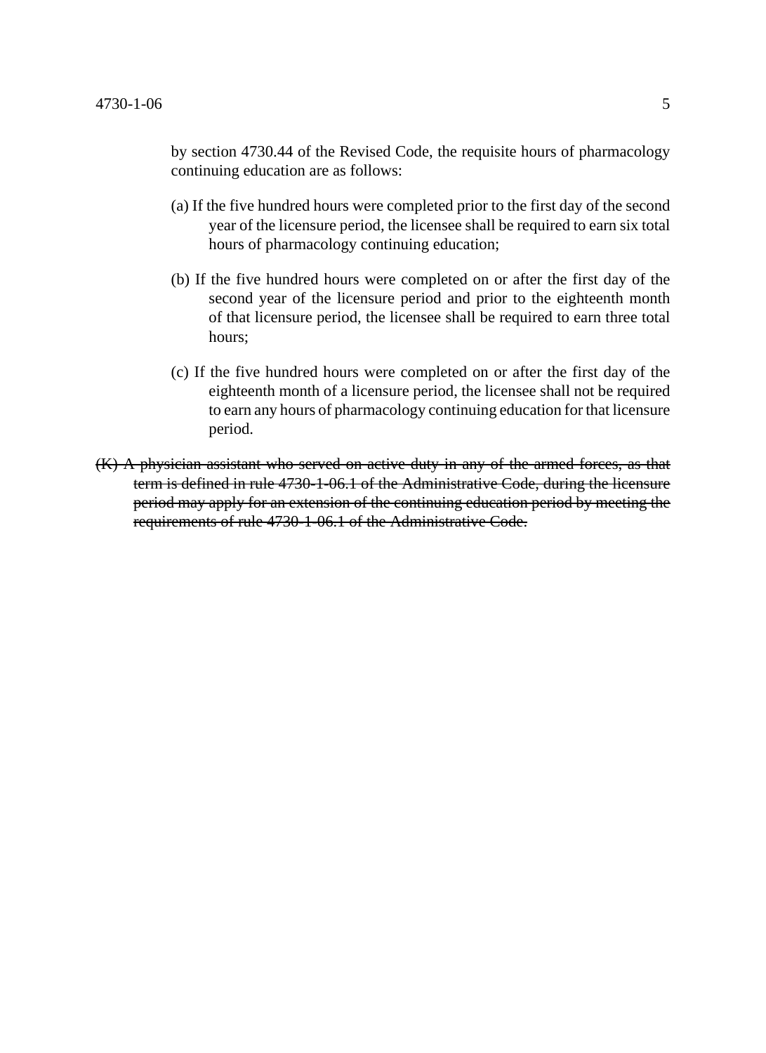by section 4730.44 of the Revised Code, the requisite hours of pharmacology continuing education are as follows:

(a) If the five hundred hours were completed prior to the first day of the second year of the licensure period, the licensee shall be required to earn six total hours of pharmacology continuing education;

(b) If the five hundred hours were completed on or after the first day of the second year of the licensure period and prior to the eighteenth month of that licensure period, the licensee shall be required to earn three total hours;

(c) If the five hundred hours were completed on or after the first day of the eighteenth month of a licensure period, the licensee shall not be required to earn any hours of pharmacology continuing education for that licensure period.

~~(K) A physician assistant who served on active duty in any of the armed forces, as that term is defined in rule 4730-1-06.1 of the Administrative Code, during the licensure period may apply for an extension of the continuing education period by meeting the requirements of rule 4730-1-06.1 of the Administrative Code.~~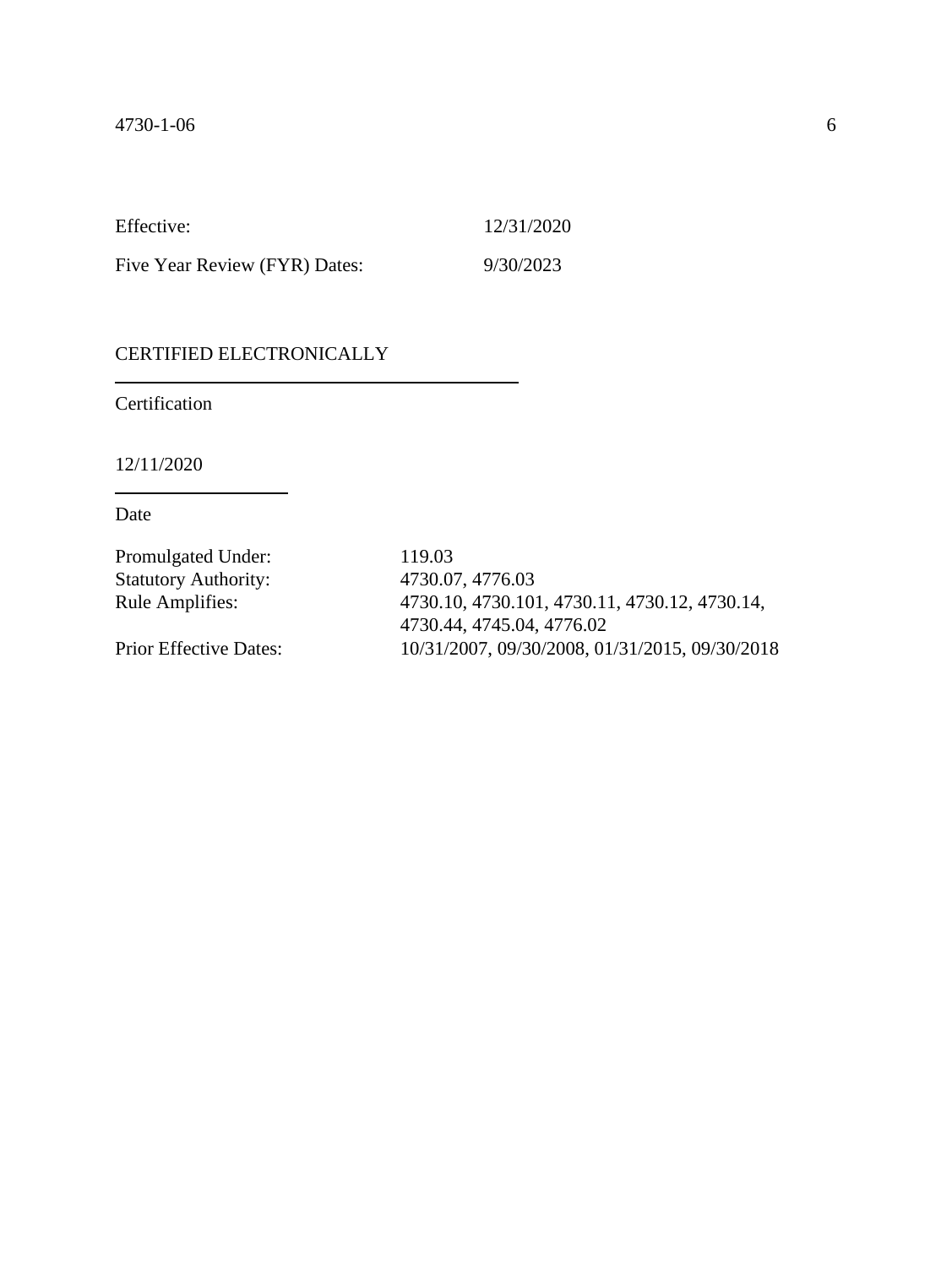Effective: 12/31/2020

Five Year Review (FYR) Dates: 9/30/2023

CERTIFIED ELECTRONICALLY

Certification

12/11/2020

Date

| | |
|---|---|
| Promulgated Under: | 119.03 |
| Statutory Authority: | 4730.07, 4776.03 |
| Rule Amplifies: | 4730.10, 4730.101, 4730.11, 4730.12, 4730.14, 4730.44, 4745.04, 4776.02 |
| Prior Effective Dates: | 10/31/2007, 09/30/2008, 01/31/2015, 09/30/2018 |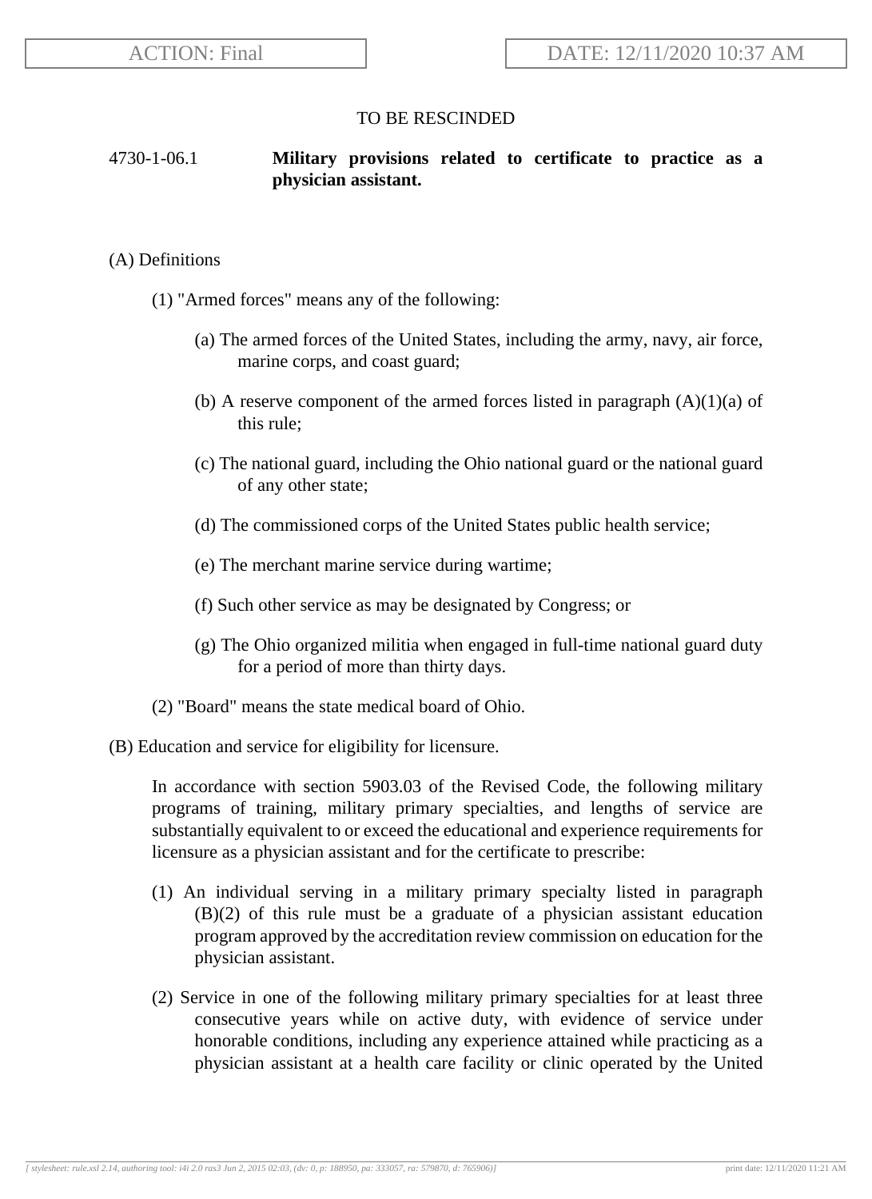TO BE RESCINDED

4730-1-06.1 **Military provisions related to certificate to practice as a physician assistant.**

(A) Definitions

(1) "Armed forces" means any of the following:

(a) The armed forces of the United States, including the army, navy, air force, marine corps, and coast guard;

(b) A reserve component of the armed forces listed in paragraph (A)(1)(a) of this rule;

(c) The national guard, including the Ohio national guard or the national guard of any other state;

(d) The commissioned corps of the United States public health service;

(e) The merchant marine service during wartime;

(f) Such other service as may be designated by Congress; or

(g) The Ohio organized militia when engaged in full-time national guard duty for a period of more than thirty days.

(2) "Board" means the state medical board of Ohio.

(B) Education and service for eligibility for licensure.

In accordance with section 5903.03 of the Revised Code, the following military programs of training, military primary specialties, and lengths of service are substantially equivalent to or exceed the educational and experience requirements for licensure as a physician assistant and for the certificate to prescribe:

(1) An individual serving in a military primary specialty listed in paragraph (B)(2) of this rule must be a graduate of a physician assistant education program approved by the accreditation review commission on education for the physician assistant.

(2) Service in one of the following military primary specialties for at least three consecutive years while on active duty, with evidence of service under honorable conditions, including any experience attained while practicing as a physician assistant at a health care facility or clinic operated by the United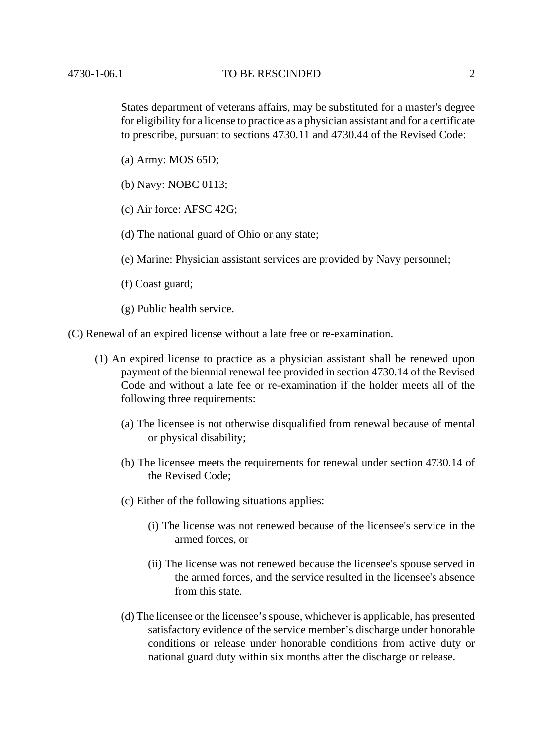States department of veterans affairs, may be substituted for a master's degree for eligibility for a license to practice as a physician assistant and for a certificate to prescribe, pursuant to sections 4730.11 and 4730.44 of the Revised Code:

(a) Army: MOS 65D;

(b) Navy: NOBC 0113;

(c) Air force: AFSC 42G;

(d) The national guard of Ohio or any state;

(e) Marine: Physician assistant services are provided by Navy personnel;

(f) Coast guard;

(g) Public health service.

(C) Renewal of an expired license without a late free or re-examination.

(1) An expired license to practice as a physician assistant shall be renewed upon payment of the biennial renewal fee provided in section 4730.14 of the Revised Code and without a late fee or re-examination if the holder meets all of the following three requirements:

(a) The licensee is not otherwise disqualified from renewal because of mental or physical disability;

(b) The licensee meets the requirements for renewal under section 4730.14 of the Revised Code;

(c) Either of the following situations applies:

(i) The license was not renewed because of the licensee's service in the armed forces, or

(ii) The license was not renewed because the licensee's spouse served in the armed forces, and the service resulted in the licensee's absence from this state.

(d) The licensee or the licensee's spouse, whichever is applicable, has presented satisfactory evidence of the service member's discharge under honorable conditions or release under honorable conditions from active duty or national guard duty within six months after the discharge or release.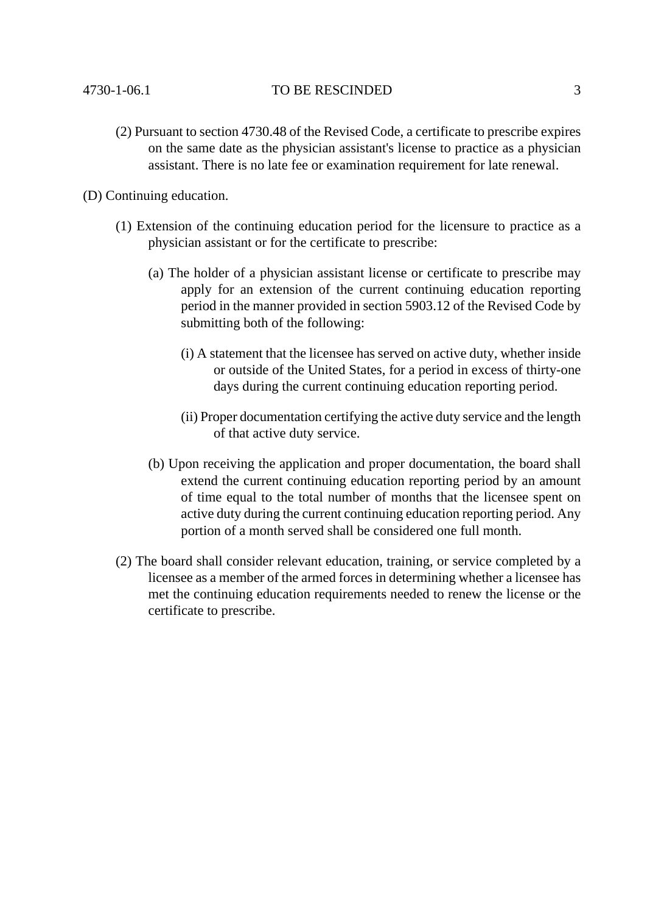(2) Pursuant to section 4730.48 of the Revised Code, a certificate to prescribe expires on the same date as the physician assistant's license to practice as a physician assistant. There is no late fee or examination requirement for late renewal.

(D) Continuing education.

(1) Extension of the continuing education period for the licensure to practice as a physician assistant or for the certificate to prescribe:

(a) The holder of a physician assistant license or certificate to prescribe may apply for an extension of the current continuing education reporting period in the manner provided in section 5903.12 of the Revised Code by submitting both of the following:

(i) A statement that the licensee has served on active duty, whether inside or outside of the United States, for a period in excess of thirty-one days during the current continuing education reporting period.

(ii) Proper documentation certifying the active duty service and the length of that active duty service.

(b) Upon receiving the application and proper documentation, the board shall extend the current continuing education reporting period by an amount of time equal to the total number of months that the licensee spent on active duty during the current continuing education reporting period. Any portion of a month served shall be considered one full month.

(2) The board shall consider relevant education, training, or service completed by a licensee as a member of the armed forces in determining whether a licensee has met the continuing education requirements needed to renew the license or the certificate to prescribe.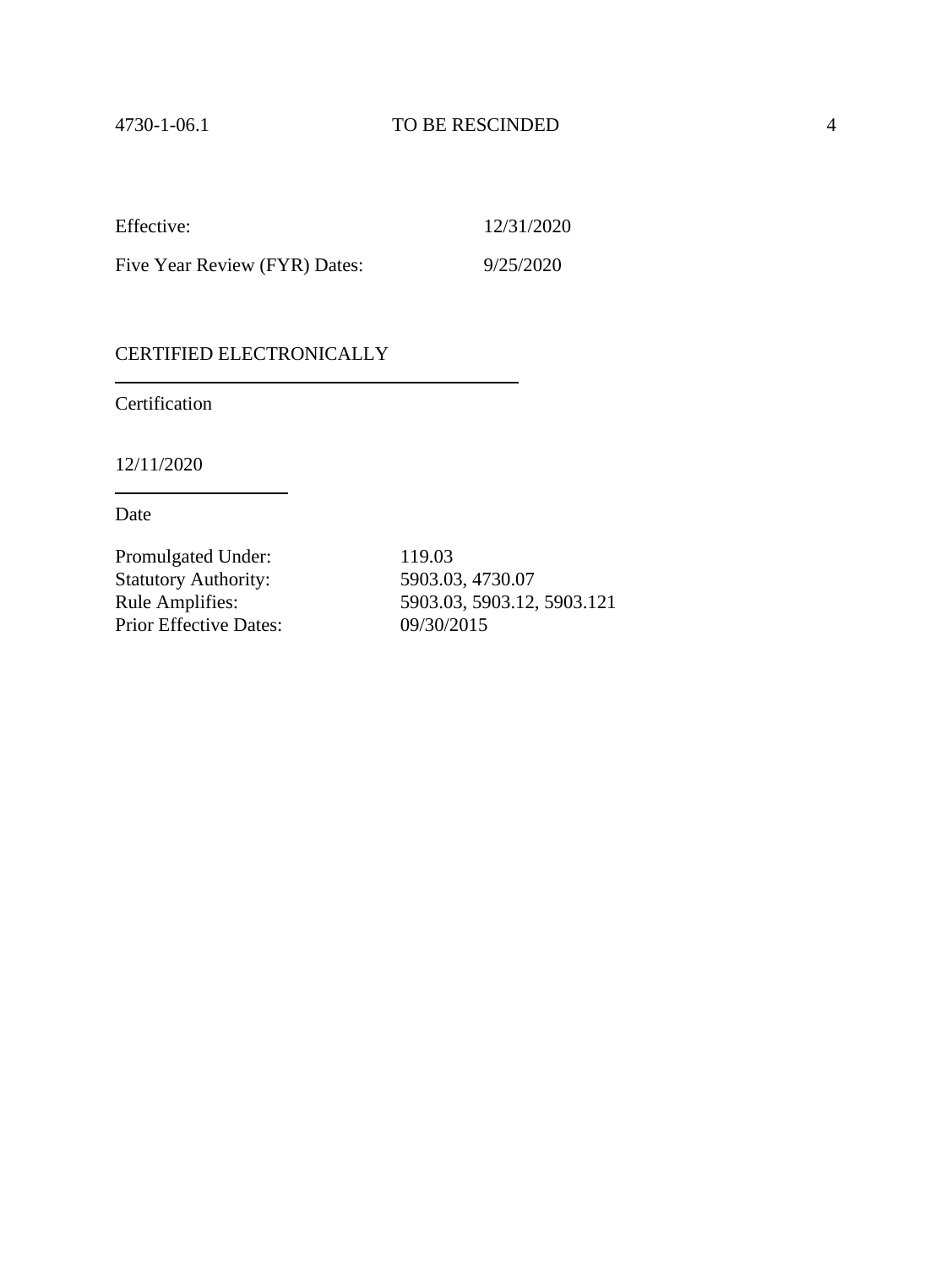Effective: 12/31/2020

Five Year Review (FYR) Dates: 9/25/2020

CERTIFIED ELECTRONICALLY

Certification

12/11/2020

Date

Promulgated Under: 119.03
Statutory Authority: 5903.03, 4730.07
Rule Amplifies: 5903.03, 5903.12, 5903.121
Prior Effective Dates: 09/30/2015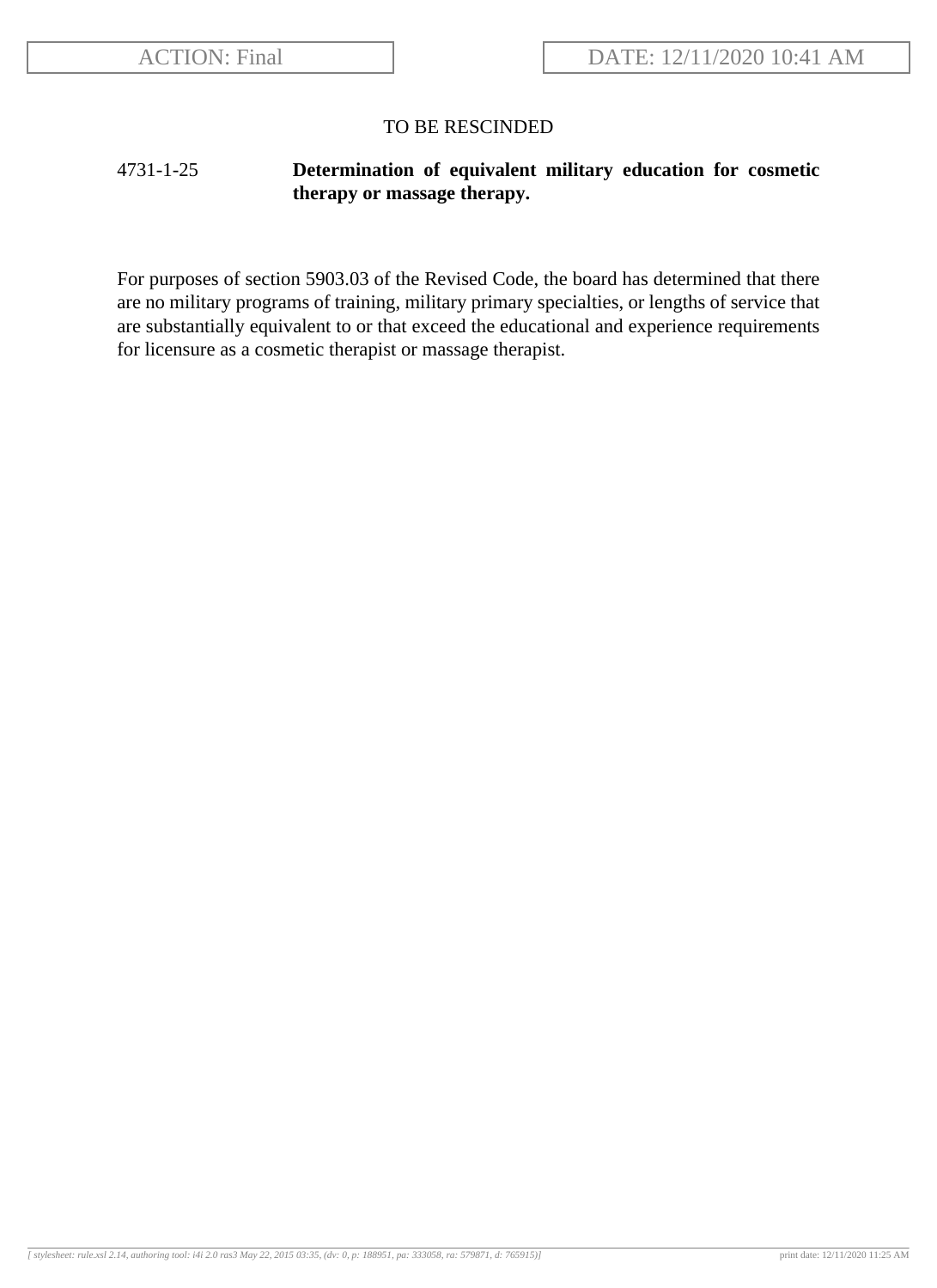TO BE RESCINDED

**4731-1-25 Determination of equivalent military education for cosmetic therapy or massage therapy.**

For purposes of section 5903.03 of the Revised Code, the board has determined that there are no military programs of training, military primary specialties, or lengths of service that are substantially equivalent to or that exceed the educational and experience requirements for licensure as a cosmetic therapist or massage therapist.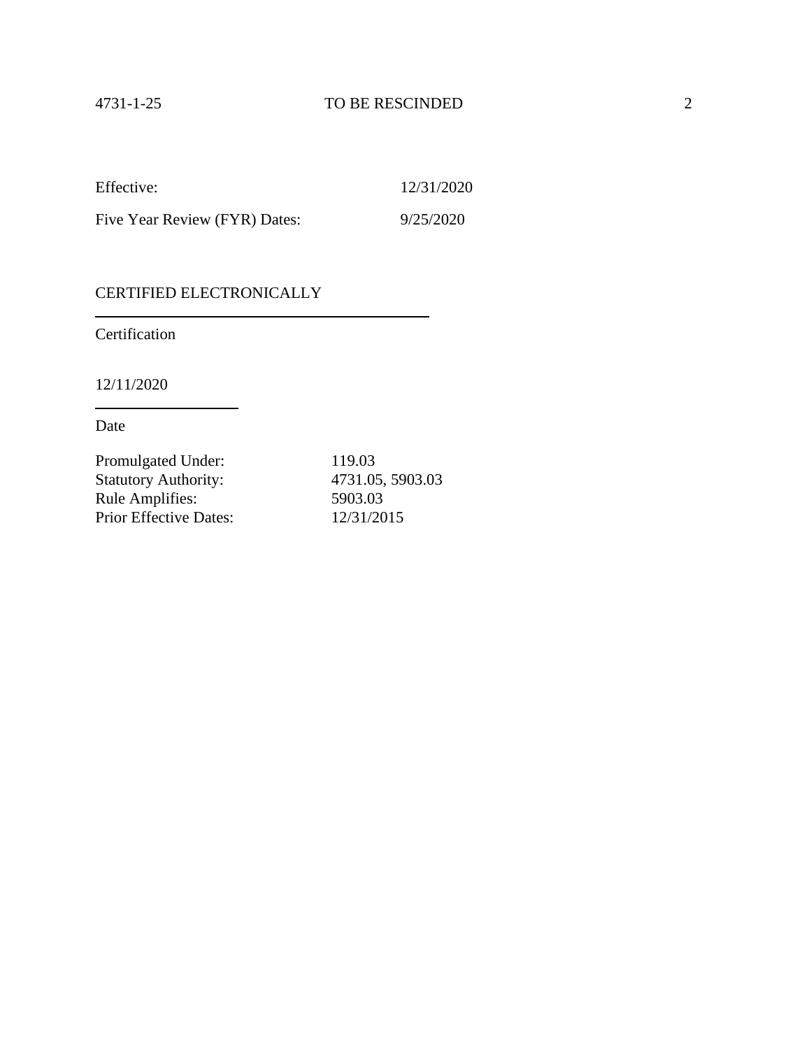Effective: 12/31/2020

Five Year Review (FYR) Dates: 9/25/2020

CERTIFIED ELECTRONICALLY

Certification

12/11/2020

Date

Promulgated Under: 119.03
Statutory Authority: 4731.05, 5903.03
Rule Amplifies: 5903.03
Prior Effective Dates: 12/31/2015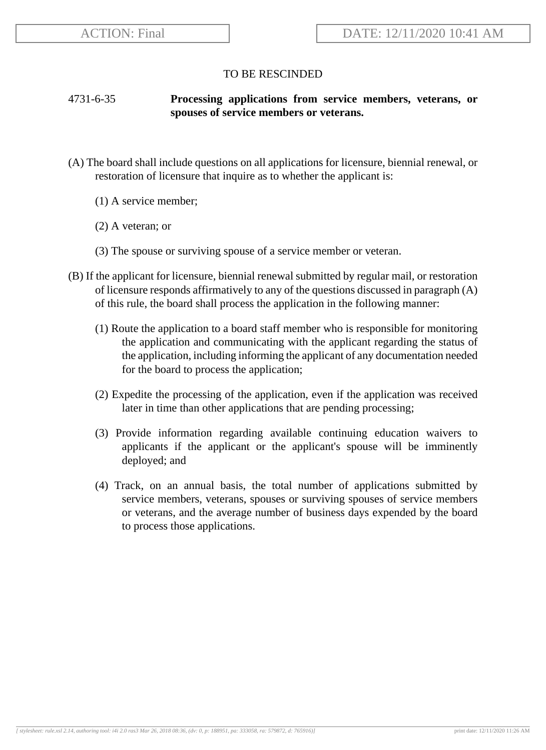ACTION: Final | DATE: 12/11/2020 10:41 AM

TO BE RESCINDED

**4731-6-35 Processing applications from service members, veterans, or spouses of service members or veterans.**

(A) The board shall include questions on all applications for licensure, biennial renewal, or restoration of licensure that inquire as to whether the applicant is:

(1) A service member;

(2) A veteran; or

(3) The spouse or surviving spouse of a service member or veteran.

(B) If the applicant for licensure, biennial renewal submitted by regular mail, or restoration of licensure responds affirmatively to any of the questions discussed in paragraph (A) of this rule, the board shall process the application in the following manner:

(1) Route the application to a board staff member who is responsible for monitoring the application and communicating with the applicant regarding the status of the application, including informing the applicant of any documentation needed for the board to process the application;

(2) Expedite the processing of the application, even if the application was received later in time than other applications that are pending processing;

(3) Provide information regarding available continuing education waivers to applicants if the applicant or the applicant's spouse will be imminently deployed; and

(4) Track, on an annual basis, the total number of applications submitted by service members, veterans, spouses or surviving spouses of service members or veterans, and the average number of business days expended by the board to process those applications.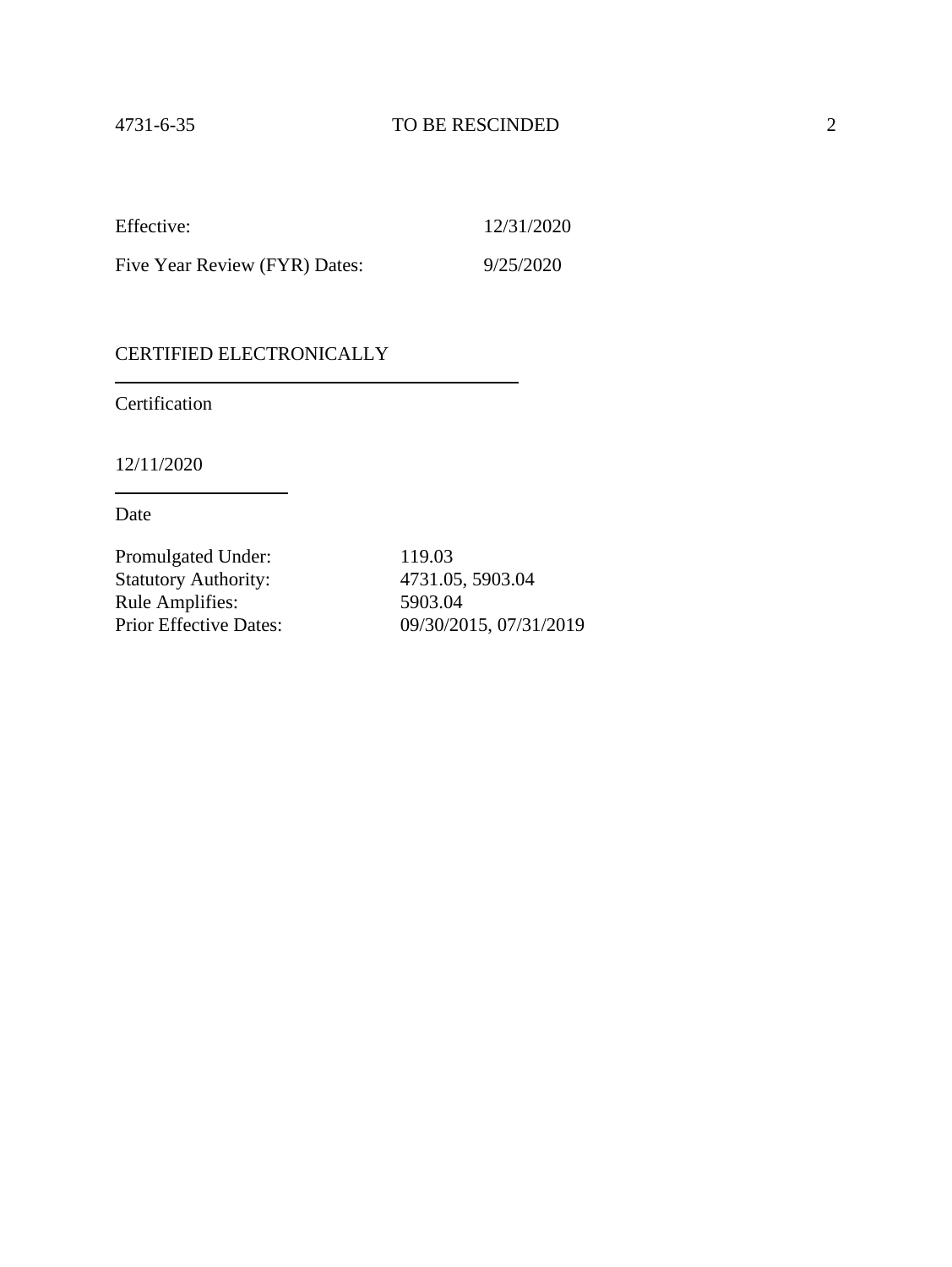Effective: 12/31/2020

Five Year Review (FYR) Dates: 9/25/2020

CERTIFIED ELECTRONICALLY

Certification

12/11/2020

Date

Promulgated Under: 119.03
Statutory Authority: 4731.05, 5903.04
Rule Amplifies: 5903.04
Prior Effective Dates: 09/30/2015, 07/31/2019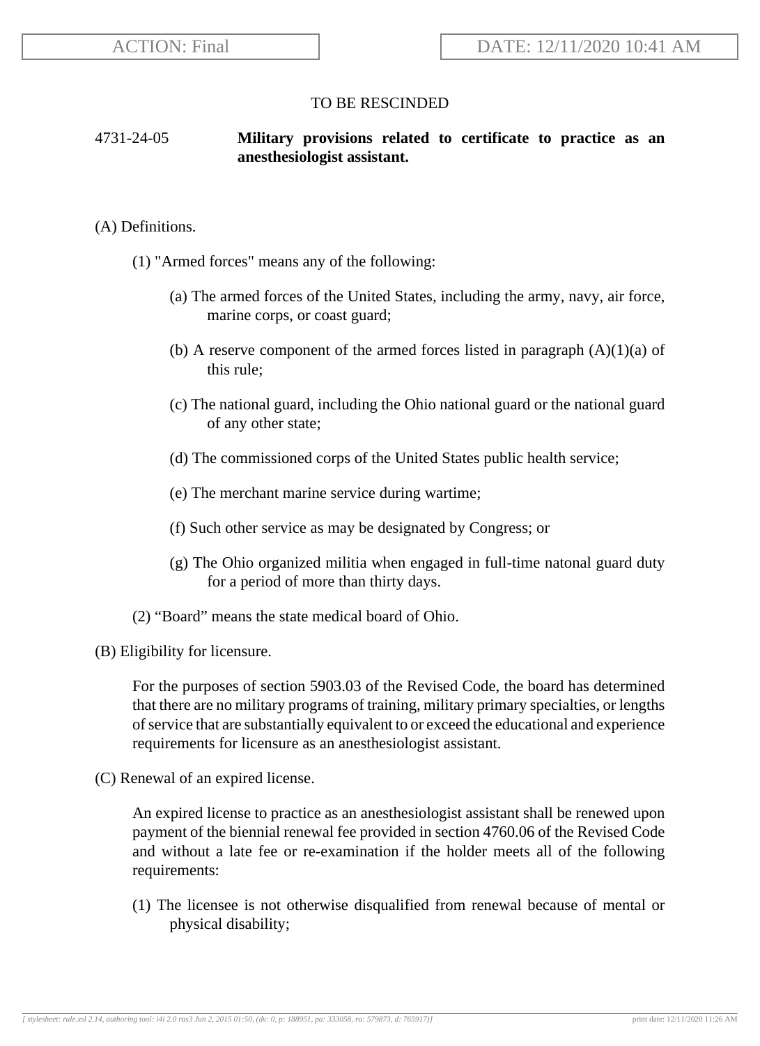TO BE RESCINDED

4731-24-05 **Military provisions related to certificate to practice as an anesthesiologist assistant.**

(A) Definitions.

(1) "Armed forces" means any of the following:

(a) The armed forces of the United States, including the army, navy, air force, marine corps, or coast guard;

(b) A reserve component of the armed forces listed in paragraph (A)(1)(a) of this rule;

(c) The national guard, including the Ohio national guard or the national guard of any other state;

(d) The commissioned corps of the United States public health service;

(e) The merchant marine service during wartime;

(f) Such other service as may be designated by Congress; or

(g) The Ohio organized militia when engaged in full-time natonal guard duty for a period of more than thirty days.

(2) "Board" means the state medical board of Ohio.

(B) Eligibility for licensure.

For the purposes of section 5903.03 of the Revised Code, the board has determined that there are no military programs of training, military primary specialties, or lengths of service that are substantially equivalent to or exceed the educational and experience requirements for licensure as an anesthesiologist assistant.

(C) Renewal of an expired license.

An expired license to practice as an anesthesiologist assistant shall be renewed upon payment of the biennial renewal fee provided in section 4760.06 of the Revised Code and without a late fee or re-examination if the holder meets all of the following requirements:

(1) The licensee is not otherwise disqualified from renewal because of mental or physical disability;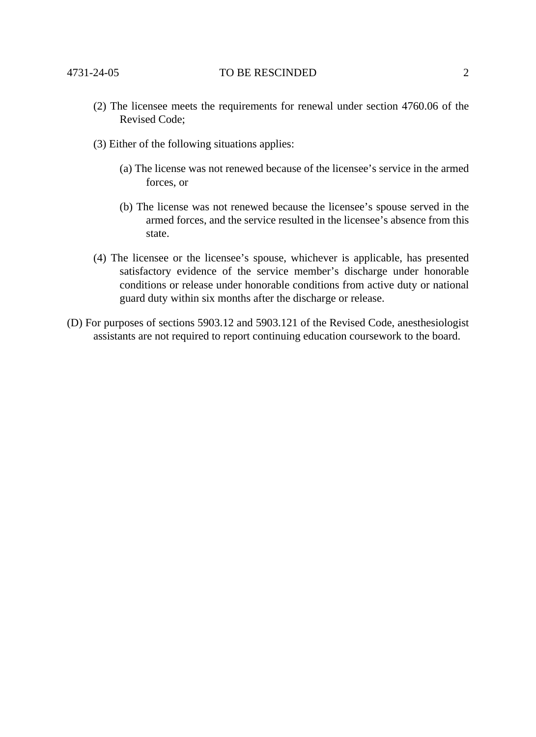(2) The licensee meets the requirements for renewal under section 4760.06 of the Revised Code;

(3) Either of the following situations applies:

(a) The license was not renewed because of the licensee's service in the armed forces, or

(b) The license was not renewed because the licensee's spouse served in the armed forces, and the service resulted in the licensee's absence from this state.

(4) The licensee or the licensee's spouse, whichever is applicable, has presented satisfactory evidence of the service member's discharge under honorable conditions or release under honorable conditions from active duty or national guard duty within six months after the discharge or release.

(D) For purposes of sections 5903.12 and 5903.121 of the Revised Code, anesthesiologist assistants are not required to report continuing education coursework to the board.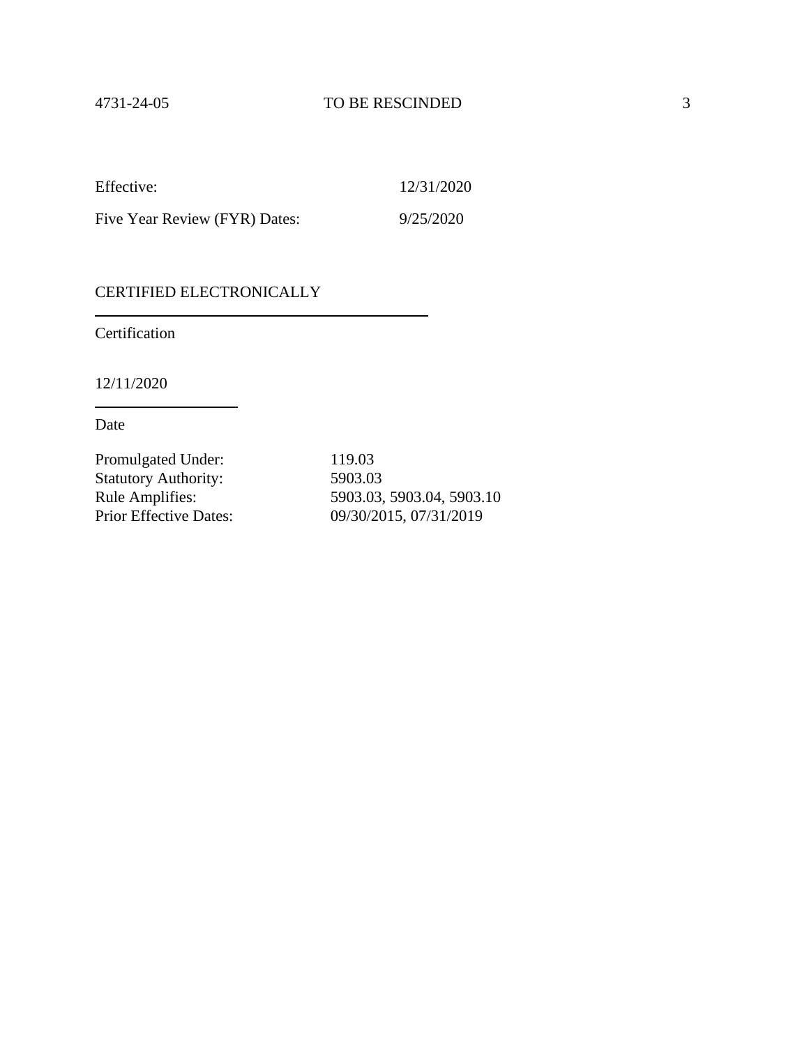Effective: 12/31/2020

Five Year Review (FYR) Dates: 9/25/2020

CERTIFIED ELECTRONICALLY

Certification

12/11/2020

Date

Promulgated Under: 119.03
Statutory Authority: 5903.03
Rule Amplifies: 5903.03, 5903.04, 5903.10
Prior Effective Dates: 09/30/2015, 07/31/2019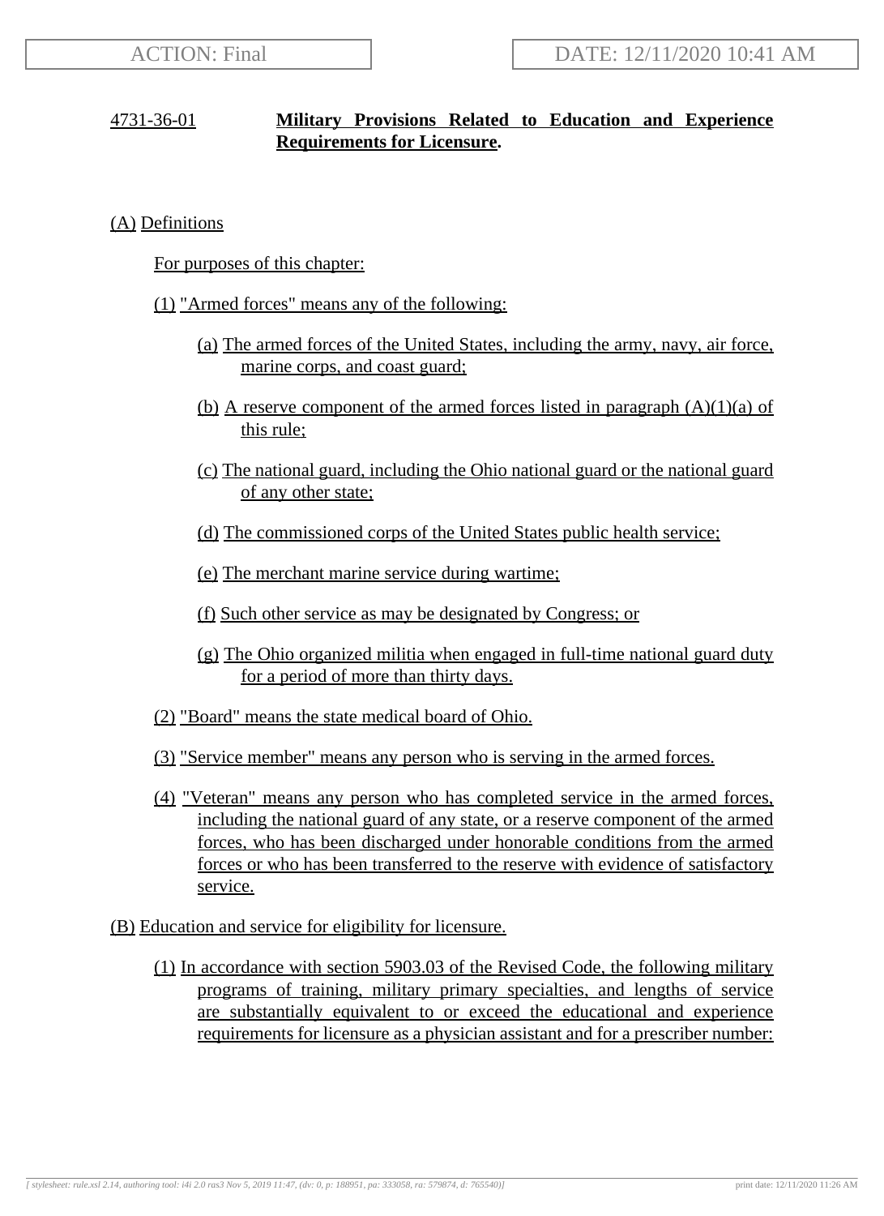ACTION: Final

DATE: 12/11/2020 10:41 AM

4731-36-01 **Military Provisions Related to Education and Experience Requirements for Licensure.**

(A) Definitions

For purposes of this chapter:

(1) "Armed forces" means any of the following:

(a) The armed forces of the United States, including the army, navy, air force, marine corps, and coast guard;

(b) A reserve component of the armed forces listed in paragraph (A)(1)(a) of this rule;

(c) The national guard, including the Ohio national guard or the national guard of any other state;

(d) The commissioned corps of the United States public health service;

(e) The merchant marine service during wartime;

(f) Such other service as may be designated by Congress; or

(g) The Ohio organized militia when engaged in full-time national guard duty for a period of more than thirty days.

(2) "Board" means the state medical board of Ohio.

(3) "Service member" means any person who is serving in the armed forces.

(4) "Veteran" means any person who has completed service in the armed forces, including the national guard of any state, or a reserve component of the armed forces, who has been discharged under honorable conditions from the armed forces or who has been transferred to the reserve with evidence of satisfactory service.

(B) Education and service for eligibility for licensure.

(1) In accordance with section 5903.03 of the Revised Code, the following military programs of training, military primary specialties, and lengths of service are substantially equivalent to or exceed the educational and experience requirements for licensure as a physician assistant and for a prescriber number: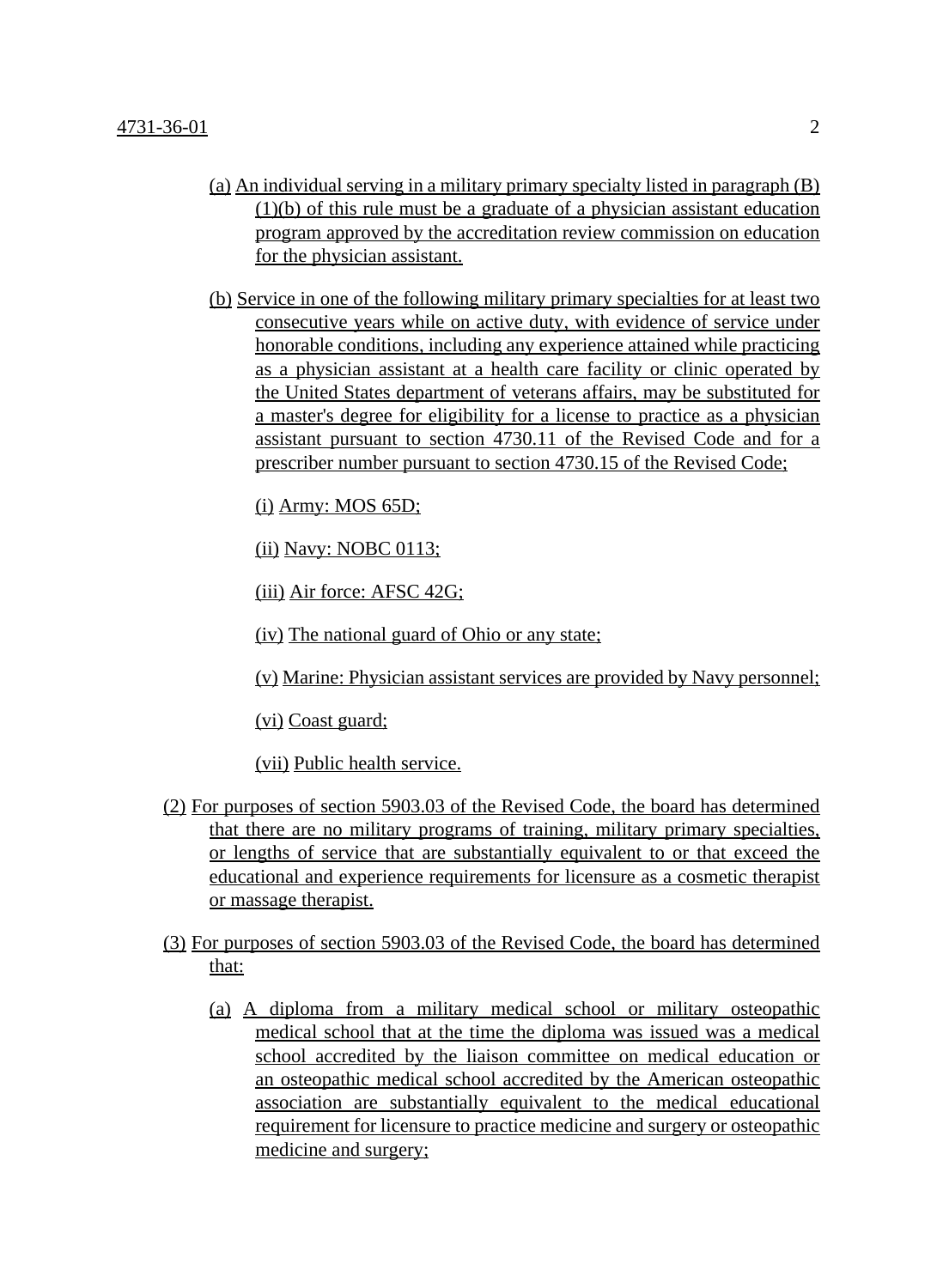(a) An individual serving in a military primary specialty listed in paragraph (B)(1)(b) of this rule must be a graduate of a physician assistant education program approved by the accreditation review commission on education for the physician assistant.

(b) Service in one of the following military primary specialties for at least two consecutive years while on active duty, with evidence of service under honorable conditions, including any experience attained while practicing as a physician assistant at a health care facility or clinic operated by the United States department of veterans affairs, may be substituted for a master's degree for eligibility for a license to practice as a physician assistant pursuant to section 4730.11 of the Revised Code and for a prescriber number pursuant to section 4730.15 of the Revised Code;

(i) Army: MOS 65D;

(ii) Navy: NOBC 0113;

(iii) Air force: AFSC 42G;

(iv) The national guard of Ohio or any state;

(v) Marine: Physician assistant services are provided by Navy personnel;

(vi) Coast guard;

(vii) Public health service.

(2) For purposes of section 5903.03 of the Revised Code, the board has determined that there are no military programs of training, military primary specialties, or lengths of service that are substantially equivalent to or that exceed the educational and experience requirements for licensure as a cosmetic therapist or massage therapist.

(3) For purposes of section 5903.03 of the Revised Code, the board has determined that:

(a) A diploma from a military medical school or military osteopathic medical school that at the time the diploma was issued was a medical school accredited by the liaison committee on medical education or an osteopathic medical school accredited by the American osteopathic association are substantially equivalent to the medical educational requirement for licensure to practice medicine and surgery or osteopathic medicine and surgery;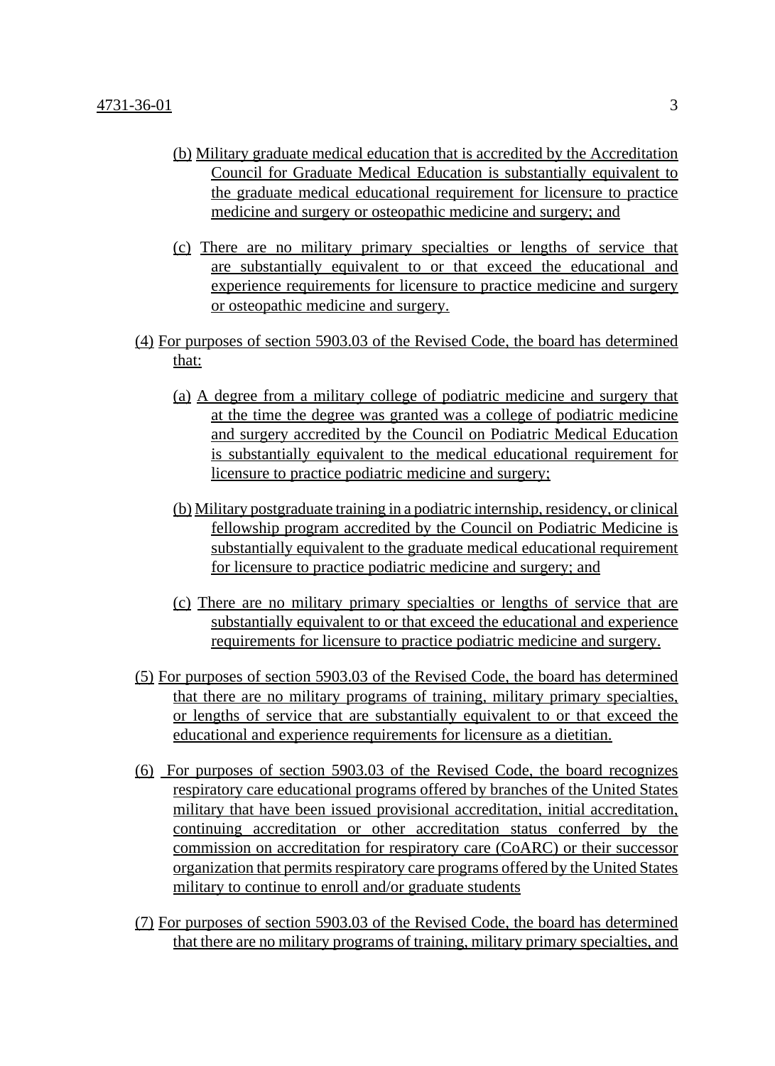(b) Military graduate medical education that is accredited by the Accreditation Council for Graduate Medical Education is substantially equivalent to the graduate medical educational requirement for licensure to practice medicine and surgery or osteopathic medicine and surgery; and

(c) There are no military primary specialties or lengths of service that are substantially equivalent to or that exceed the educational and experience requirements for licensure to practice medicine and surgery or osteopathic medicine and surgery.

(4) For purposes of section 5903.03 of the Revised Code, the board has determined that:

(a) A degree from a military college of podiatric medicine and surgery that at the time the degree was granted was a college of podiatric medicine and surgery accredited by the Council on Podiatric Medical Education is substantially equivalent to the medical educational requirement for licensure to practice podiatric medicine and surgery;

(b) Military postgraduate training in a podiatric internship, residency, or clinical fellowship program accredited by the Council on Podiatric Medicine is substantially equivalent to the graduate medical educational requirement for licensure to practice podiatric medicine and surgery; and

(c) There are no military primary specialties or lengths of service that are substantially equivalent to or that exceed the educational and experience requirements for licensure to practice podiatric medicine and surgery.

(5) For purposes of section 5903.03 of the Revised Code, the board has determined that there are no military programs of training, military primary specialties, or lengths of service that are substantially equivalent to or that exceed the educational and experience requirements for licensure as a dietitian.

(6) For purposes of section 5903.03 of the Revised Code, the board recognizes respiratory care educational programs offered by branches of the United States military that have been issued provisional accreditation, initial accreditation, continuing accreditation or other accreditation status conferred by the commission on accreditation for respiratory care (CoARC) or their successor organization that permits respiratory care programs offered by the United States military to continue to enroll and/or graduate students

(7) For purposes of section 5903.03 of the Revised Code, the board has determined that there are no military programs of training, military primary specialties, and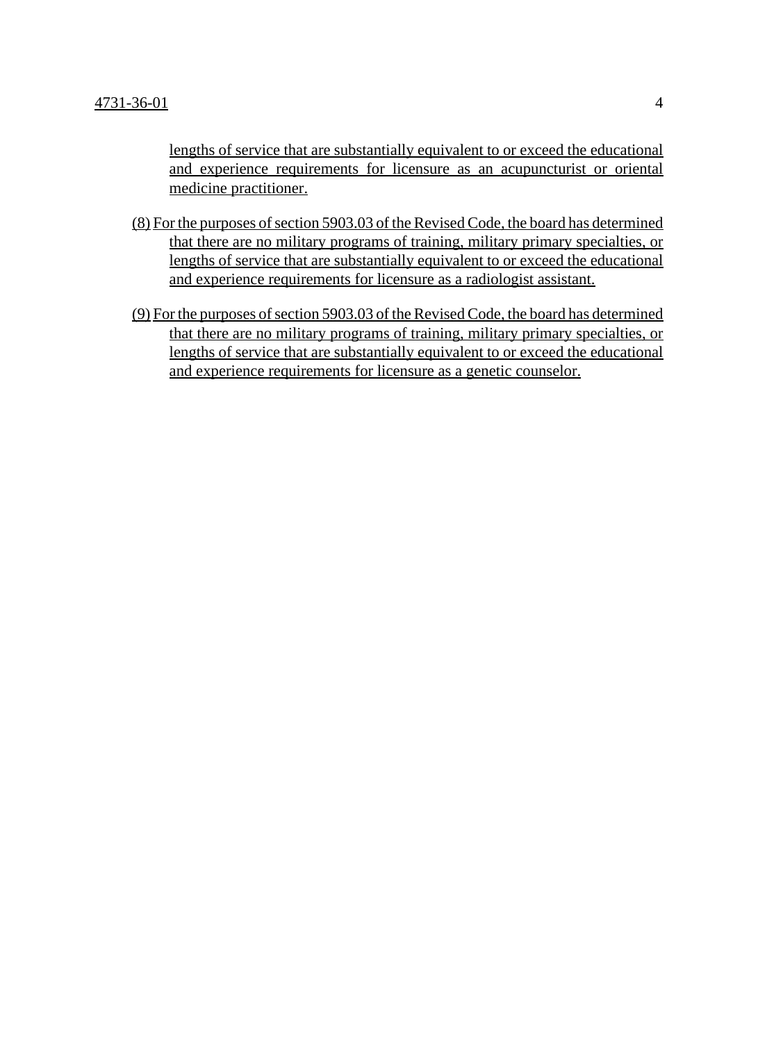lengths of service that are substantially equivalent to or exceed the educational and experience requirements for licensure as an acupuncturist or oriental medicine practitioner.

(8) For the purposes of section 5903.03 of the Revised Code, the board has determined that there are no military programs of training, military primary specialties, or lengths of service that are substantially equivalent to or exceed the educational and experience requirements for licensure as a radiologist assistant.

(9) For the purposes of section 5903.03 of the Revised Code, the board has determined that there are no military programs of training, military primary specialties, or lengths of service that are substantially equivalent to or exceed the educational and experience requirements for licensure as a genetic counselor.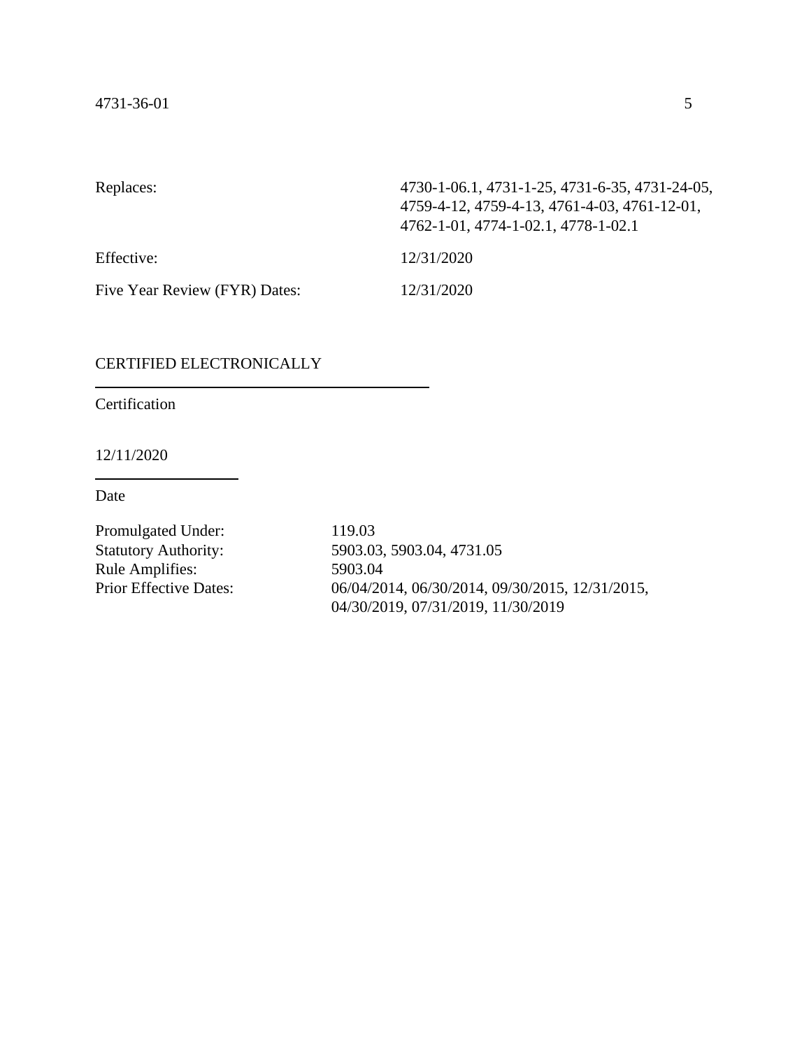| | |
|---|---|
| Replaces: | 4730-1-06.1, 4731-1-25, 4731-6-35, 4731-24-05, 4759-4-12, 4759-4-13, 4761-4-03, 4761-12-01, 4762-1-01, 4774-1-02.1, 4778-1-02.1 |
| Effective: | 12/31/2020 |
| Five Year Review (FYR) Dates: | 12/31/2020 |

CERTIFIED ELECTRONICALLY

Certification

12/11/2020

Date

| | |
|---|---|
| Promulgated Under: | 119.03 |
| Statutory Authority: | 5903.03, 5903.04, 4731.05 |
| Rule Amplifies: | 5903.04 |
| Prior Effective Dates: | 06/04/2014, 06/30/2014, 09/30/2015, 12/31/2015, 04/30/2019, 07/31/2019, 11/30/2019 |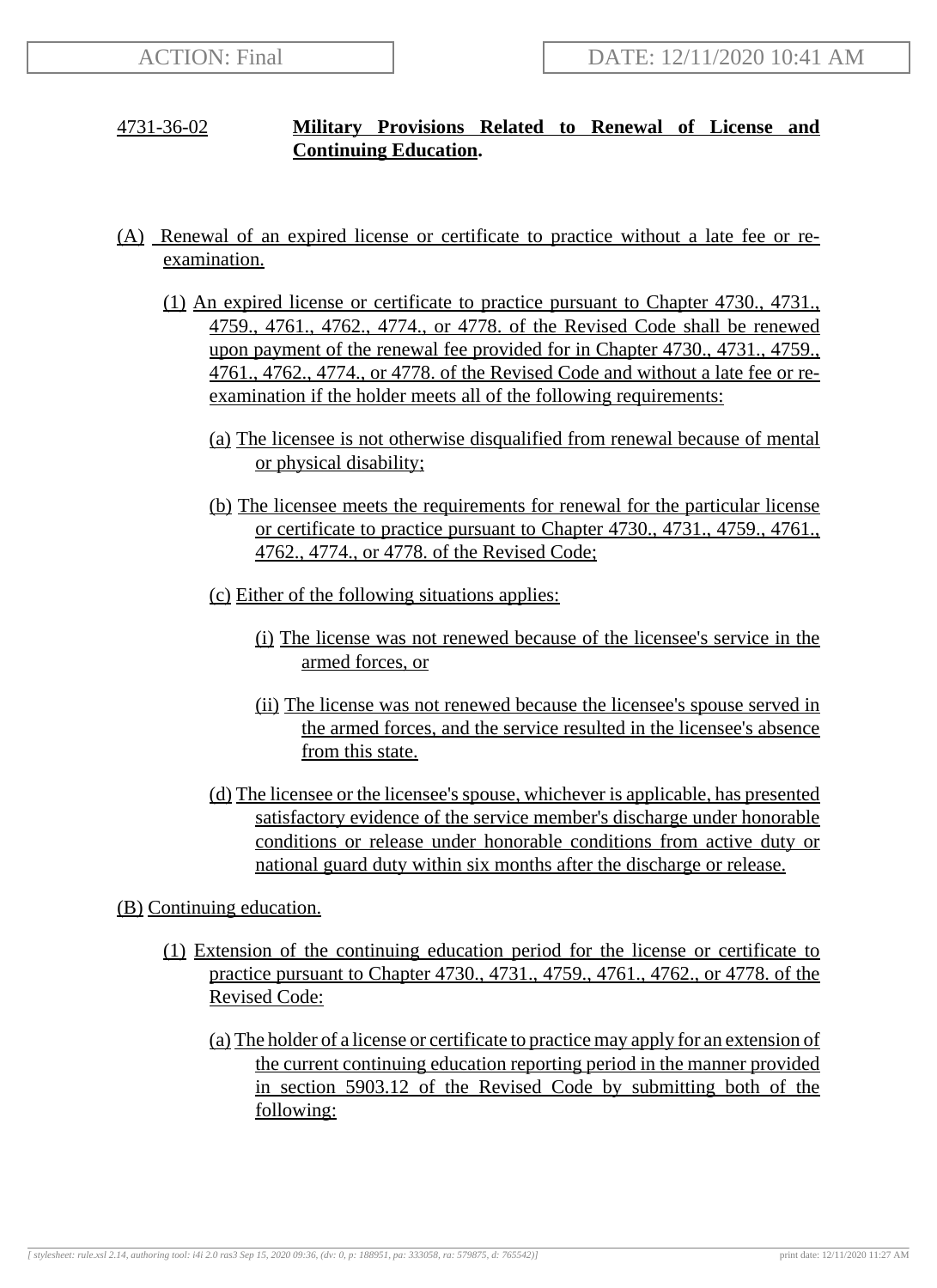## 4731-36-02 **Military Provisions Related to Renewal of License and Continuing Education.**

(A) Renewal of an expired license or certificate to practice without a late fee or re-examination.

(1) An expired license or certificate to practice pursuant to Chapter 4730., 4731., 4759., 4761., 4762., 4774., or 4778. of the Revised Code shall be renewed upon payment of the renewal fee provided for in Chapter 4730., 4731., 4759., 4761., 4762., 4774., or 4778. of the Revised Code and without a late fee or re-examination if the holder meets all of the following requirements:

(a) The licensee is not otherwise disqualified from renewal because of mental or physical disability;

(b) The licensee meets the requirements for renewal for the particular license or certificate to practice pursuant to Chapter 4730., 4731., 4759., 4761., 4762., 4774., or 4778. of the Revised Code;

(c) Either of the following situations applies:

(i) The license was not renewed because of the licensee's service in the armed forces, or

(ii) The license was not renewed because the licensee's spouse served in the armed forces, and the service resulted in the licensee's absence from this state.

(d) The licensee or the licensee's spouse, whichever is applicable, has presented satisfactory evidence of the service member's discharge under honorable conditions or release under honorable conditions from active duty or national guard duty within six months after the discharge or release.

(B) Continuing education.

(1) Extension of the continuing education period for the license or certificate to practice pursuant to Chapter 4730., 4731., 4759., 4761., 4762., or 4778. of the Revised Code:

(a) The holder of a license or certificate to practice may apply for an extension of the current continuing education reporting period in the manner provided in section 5903.12 of the Revised Code by submitting both of the following: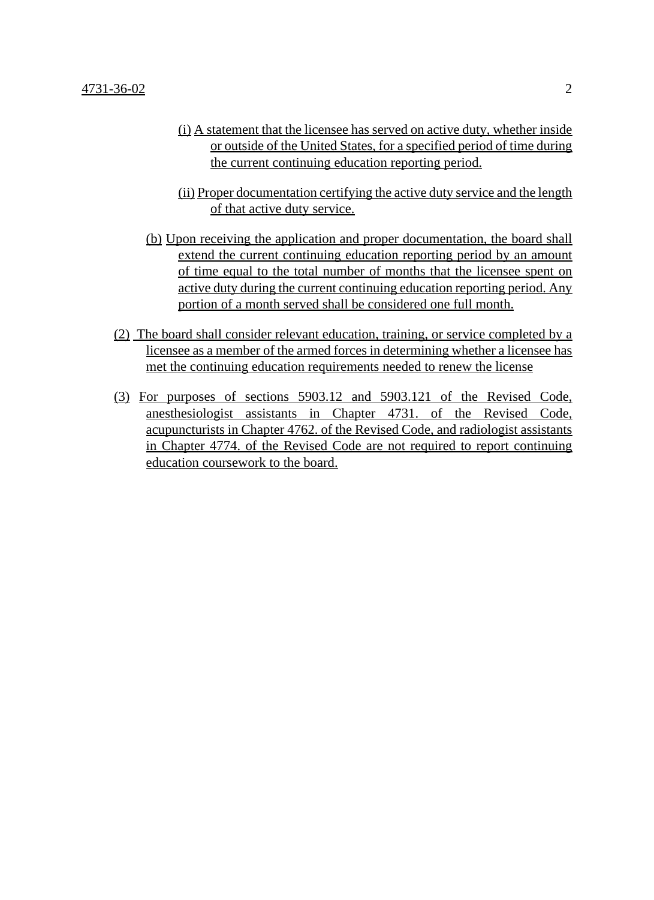(i) A statement that the licensee has served on active duty, whether inside or outside of the United States, for a specified period of time during the current continuing education reporting period.

(ii) Proper documentation certifying the active duty service and the length of that active duty service.

(b) Upon receiving the application and proper documentation, the board shall extend the current continuing education reporting period by an amount of time equal to the total number of months that the licensee spent on active duty during the current continuing education reporting period. Any portion of a month served shall be considered one full month.

(2) The board shall consider relevant education, training, or service completed by a licensee as a member of the armed forces in determining whether a licensee has met the continuing education requirements needed to renew the license

(3) For purposes of sections 5903.12 and 5903.121 of the Revised Code, anesthesiologist assistants in Chapter 4731. of the Revised Code, acupuncturists in Chapter 4762. of the Revised Code, and radiologist assistants in Chapter 4774. of the Revised Code are not required to report continuing education coursework to the board.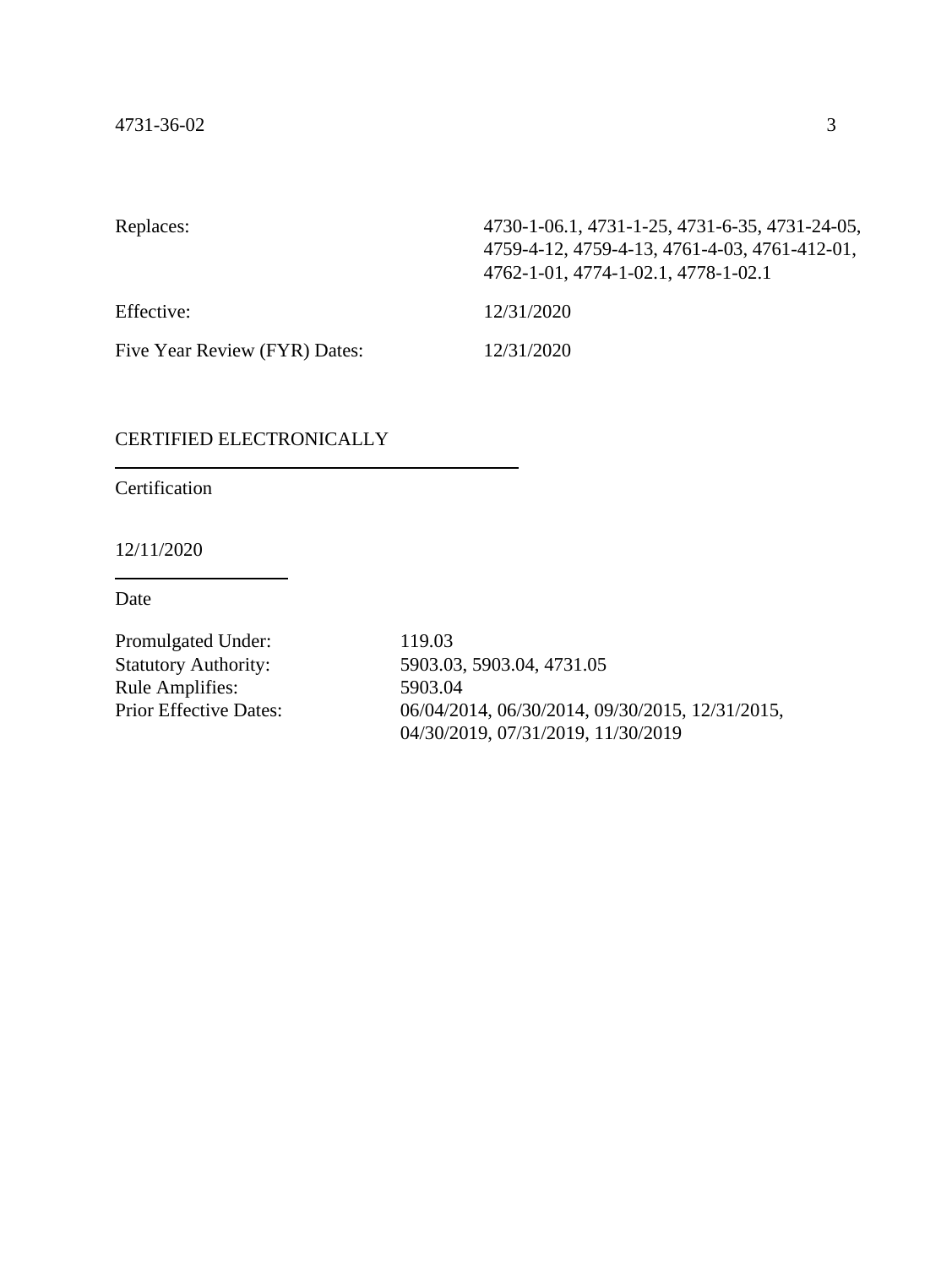| | |
|---|---|
| Replaces: | 4730-1-06.1, 4731-1-25, 4731-6-35, 4731-24-05, 4759-4-12, 4759-4-13, 4761-4-03, 4761-412-01, 4762-1-01, 4774-1-02.1, 4778-1-02.1 |
| Effective: | 12/31/2020 |
| Five Year Review (FYR) Dates: | 12/31/2020 |

CERTIFIED ELECTRONICALLY

Certification

12/11/2020

Date

| | |
|---|---|
| Promulgated Under: | 119.03 |
| Statutory Authority: | 5903.03, 5903.04, 4731.05 |
| Rule Amplifies: | 5903.04 |
| Prior Effective Dates: | 06/04/2014, 06/30/2014, 09/30/2015, 12/31/2015, 04/30/2019, 07/31/2019, 11/30/2019 |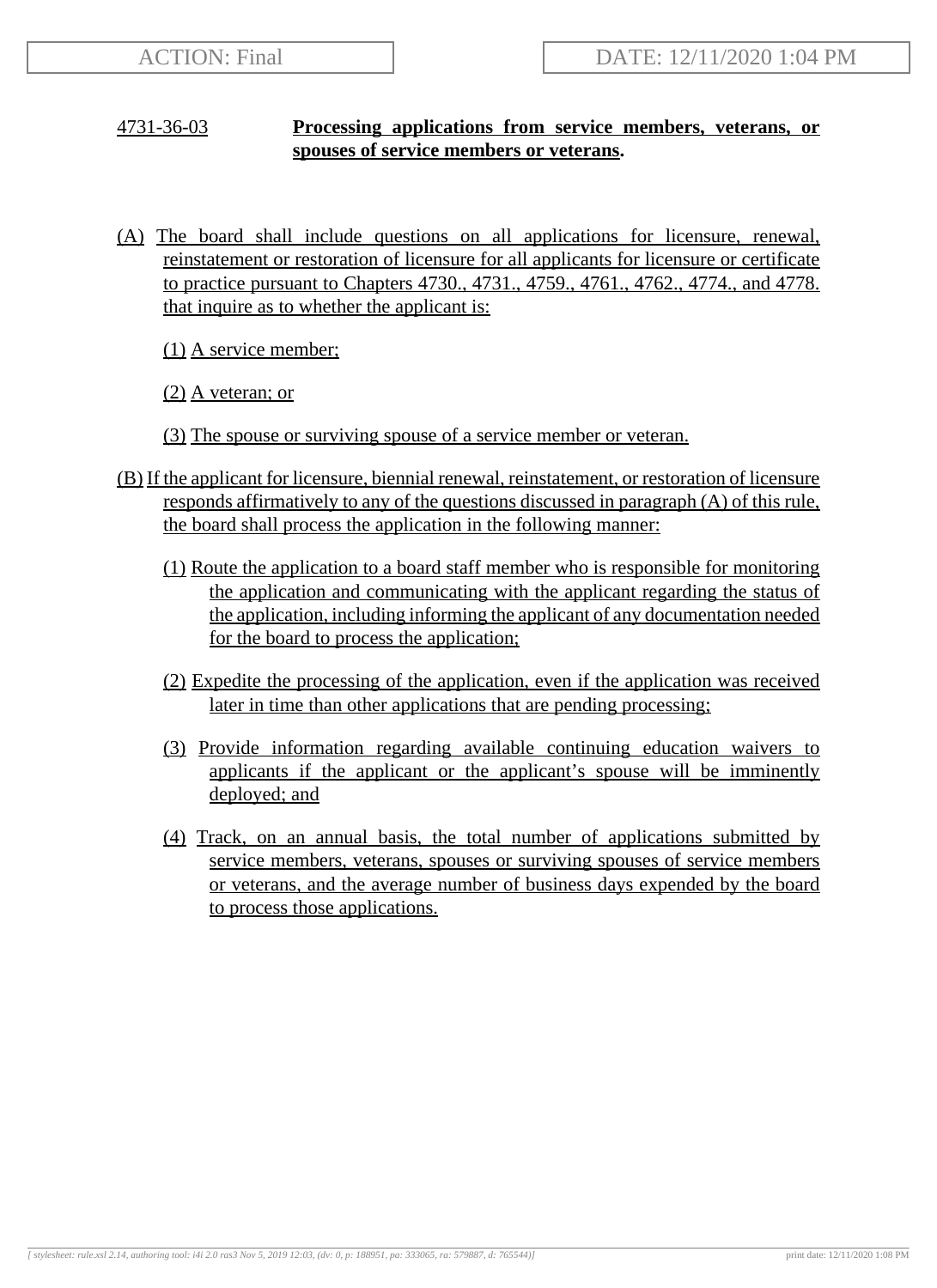ACTION: Final

DATE: 12/11/2020 1:04 PM

**4731-36-03 Processing applications from service members, veterans, or spouses of service members or veterans.**

(A) The board shall include questions on all applications for licensure, renewal, reinstatement or restoration of licensure for all applicants for licensure or certificate to practice pursuant to Chapters 4730., 4731., 4759., 4761., 4762., 4774., and 4778. that inquire as to whether the applicant is:

(1) A service member;

(2) A veteran; or

(3) The spouse or surviving spouse of a service member or veteran.

(B) If the applicant for licensure, biennial renewal, reinstatement, or restoration of licensure responds affirmatively to any of the questions discussed in paragraph (A) of this rule, the board shall process the application in the following manner:

(1) Route the application to a board staff member who is responsible for monitoring the application and communicating with the applicant regarding the status of the application, including informing the applicant of any documentation needed for the board to process the application;

(2) Expedite the processing of the application, even if the application was received later in time than other applications that are pending processing;

(3) Provide information regarding available continuing education waivers to applicants if the applicant or the applicant's spouse will be imminently deployed; and

(4) Track, on an annual basis, the total number of applications submitted by service members, veterans, spouses or surviving spouses of service members or veterans, and the average number of business days expended by the board to process those applications.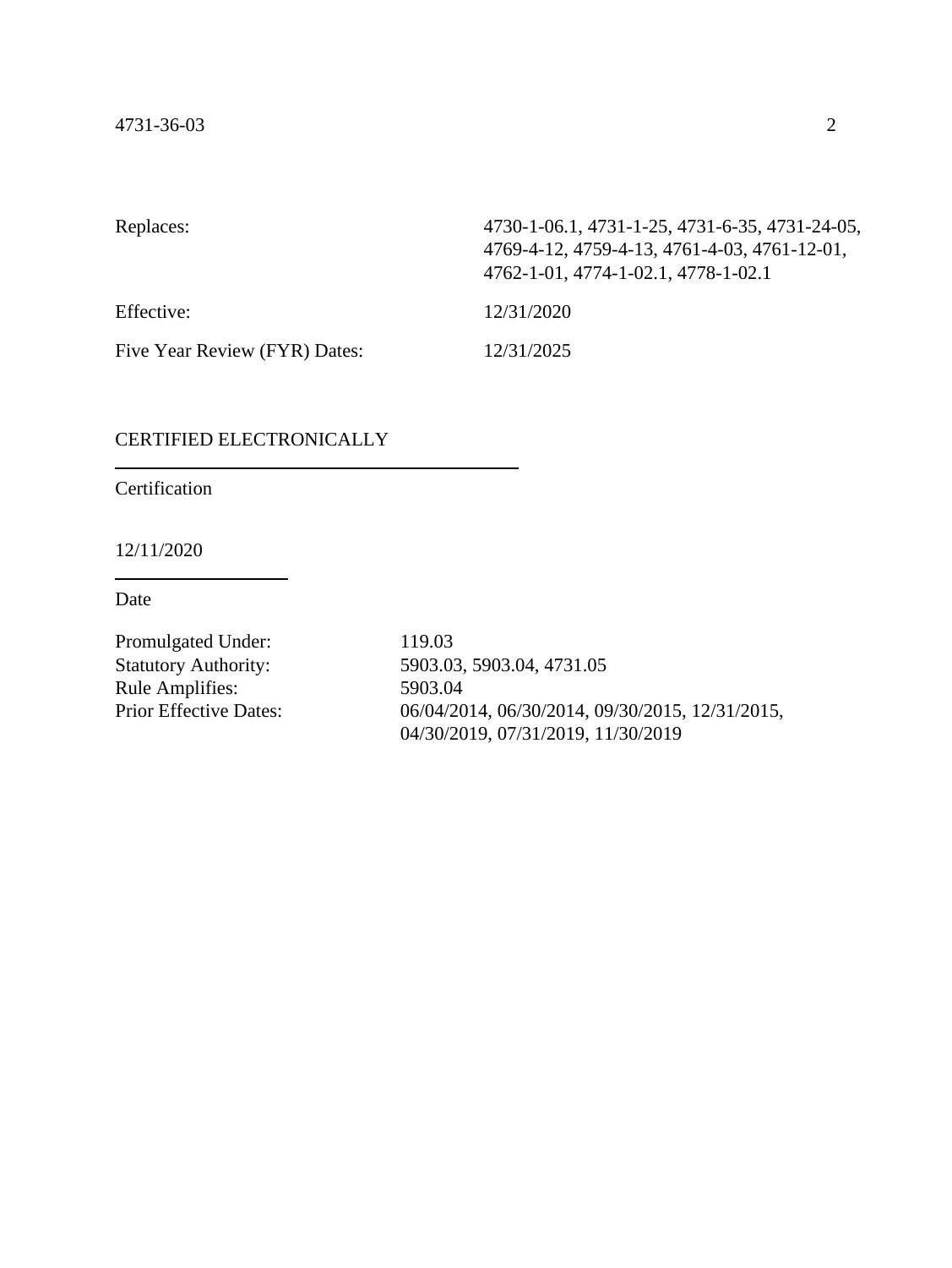| | |
|---|---|
| Replaces: | 4730-1-06.1, 4731-1-25, 4731-6-35, 4731-24-05, 4769-4-12, 4759-4-13, 4761-4-03, 4761-12-01, 4762-1-01, 4774-1-02.1, 4778-1-02.1 |
| Effective: | 12/31/2020 |
| Five Year Review (FYR) Dates: | 12/31/2025 |

CERTIFIED ELECTRONICALLY

---

Certification

12/11/2020

---

Date

| | |
|---|---|
| Promulgated Under: | 119.03 |
| Statutory Authority: | 5903.03, 5903.04, 4731.05 |
| Rule Amplifies: | 5903.04 |
| Prior Effective Dates: | 06/04/2014, 06/30/2014, 09/30/2015, 12/31/2015, 04/30/2019, 07/31/2019, 11/30/2019 |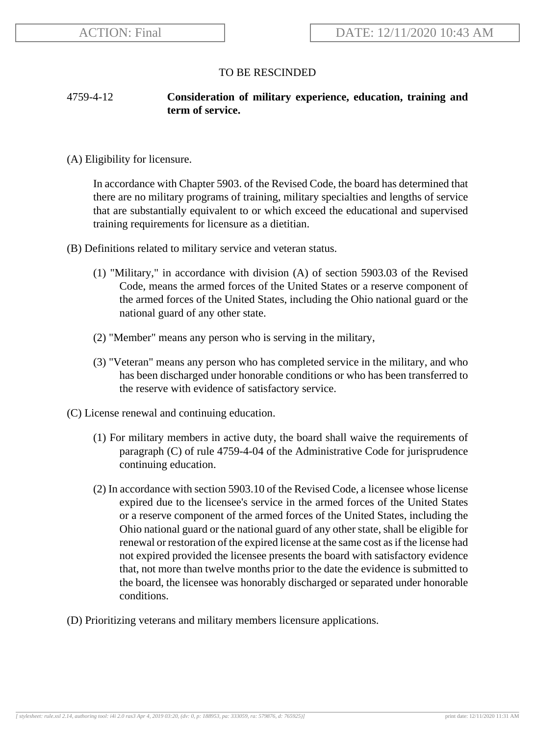TO BE RESCINDED

**4759-4-12 Consideration of military experience, education, training and term of service.**

(A) Eligibility for licensure.

In accordance with Chapter 5903. of the Revised Code, the board has determined that there are no military programs of training, military specialties and lengths of service that are substantially equivalent to or which exceed the educational and supervised training requirements for licensure as a dietitian.

(B) Definitions related to military service and veteran status.

(1) "Military," in accordance with division (A) of section 5903.03 of the Revised Code, means the armed forces of the United States or a reserve component of the armed forces of the United States, including the Ohio national guard or the national guard of any other state.

(2) "Member" means any person who is serving in the military,

(3) "Veteran" means any person who has completed service in the military, and who has been discharged under honorable conditions or who has been transferred to the reserve with evidence of satisfactory service.

(C) License renewal and continuing education.

(1) For military members in active duty, the board shall waive the requirements of paragraph (C) of rule 4759-4-04 of the Administrative Code for jurisprudence continuing education.

(2) In accordance with section 5903.10 of the Revised Code, a licensee whose license expired due to the licensee's service in the armed forces of the United States or a reserve component of the armed forces of the United States, including the Ohio national guard or the national guard of any other state, shall be eligible for renewal or restoration of the expired license at the same cost as if the license had not expired provided the licensee presents the board with satisfactory evidence that, not more than twelve months prior to the date the evidence is submitted to the board, the licensee was honorably discharged or separated under honorable conditions.

(D) Prioritizing veterans and military members licensure applications.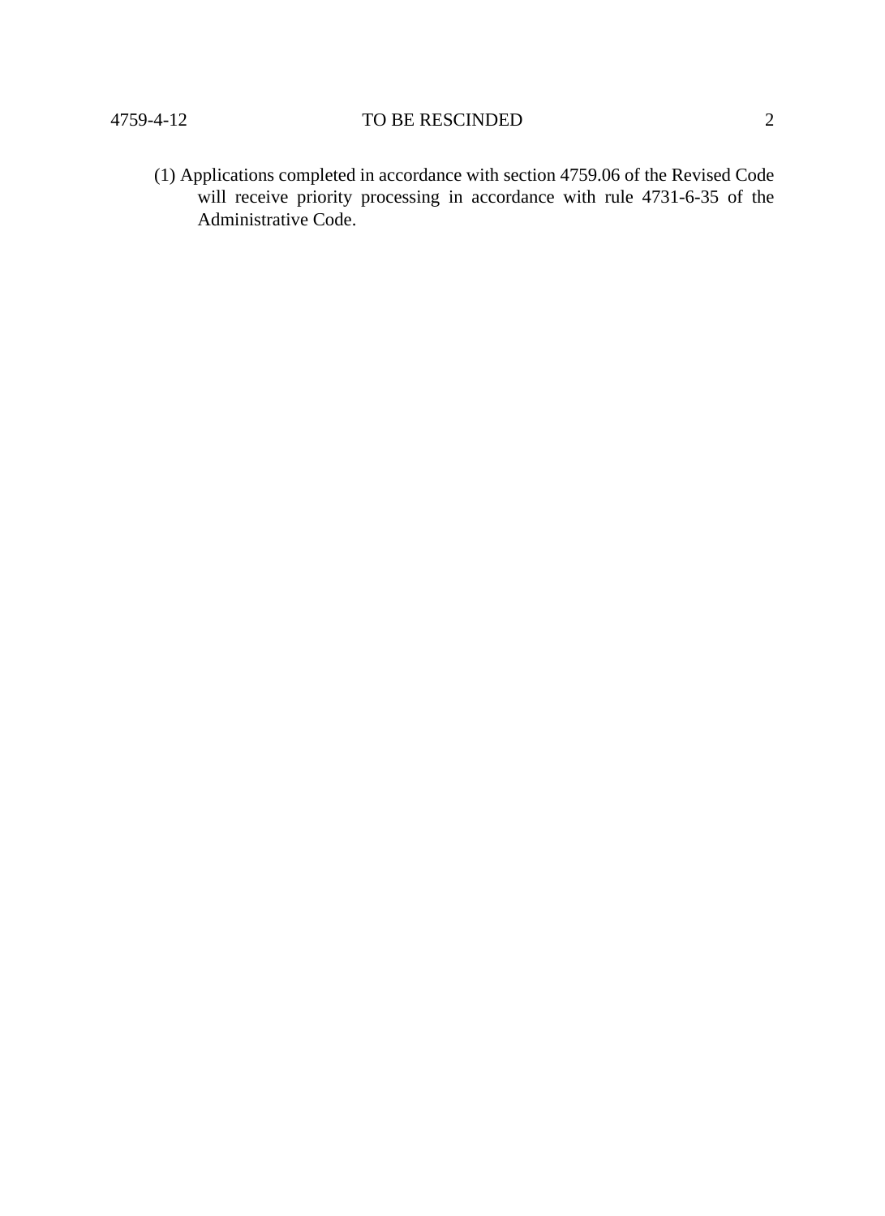(1) Applications completed in accordance with section 4759.06 of the Revised Code will receive priority processing in accordance with rule 4731-6-35 of the Administrative Code.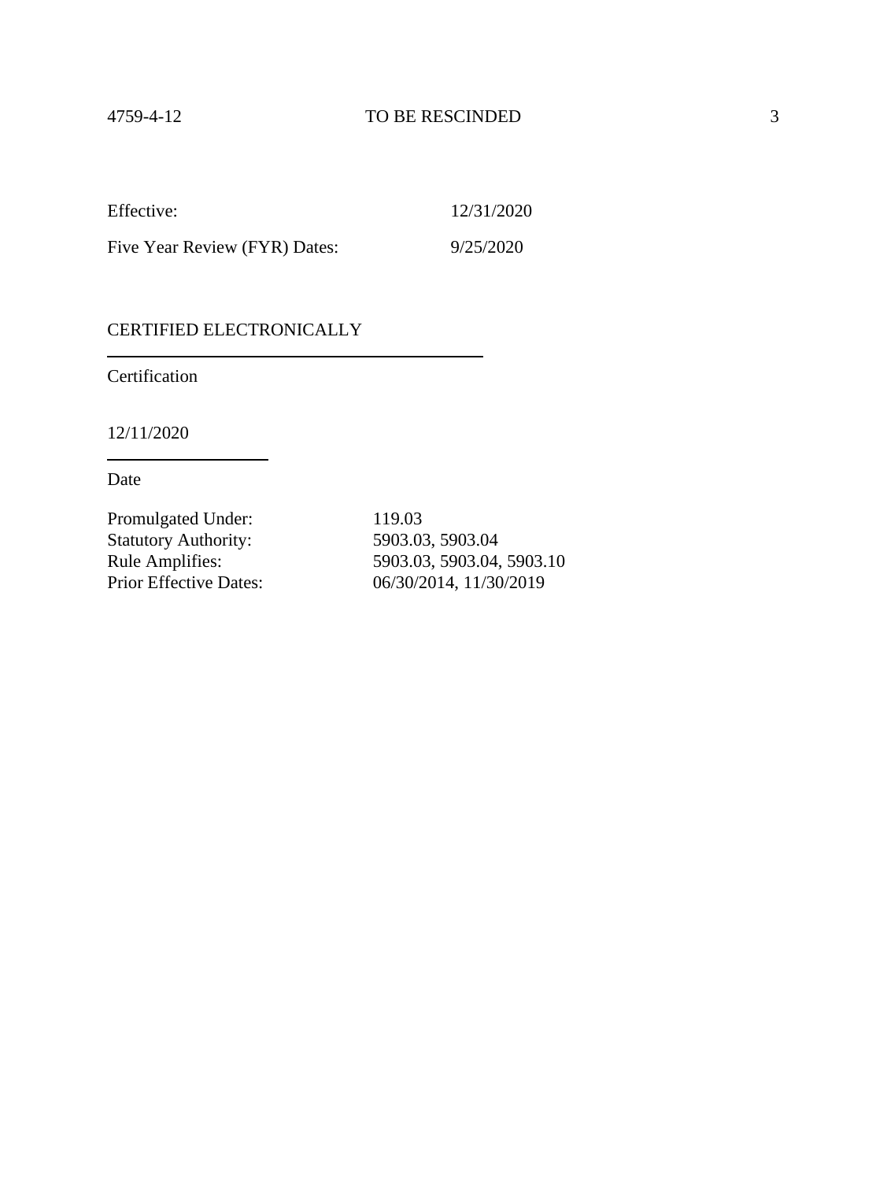Effective: 12/31/2020

Five Year Review (FYR) Dates: 9/25/2020

CERTIFIED ELECTRONICALLY

Certification

12/11/2020

Date

Promulgated Under: 119.03
Statutory Authority: 5903.03, 5903.04
Rule Amplifies: 5903.03, 5903.04, 5903.10
Prior Effective Dates: 06/30/2014, 11/30/2019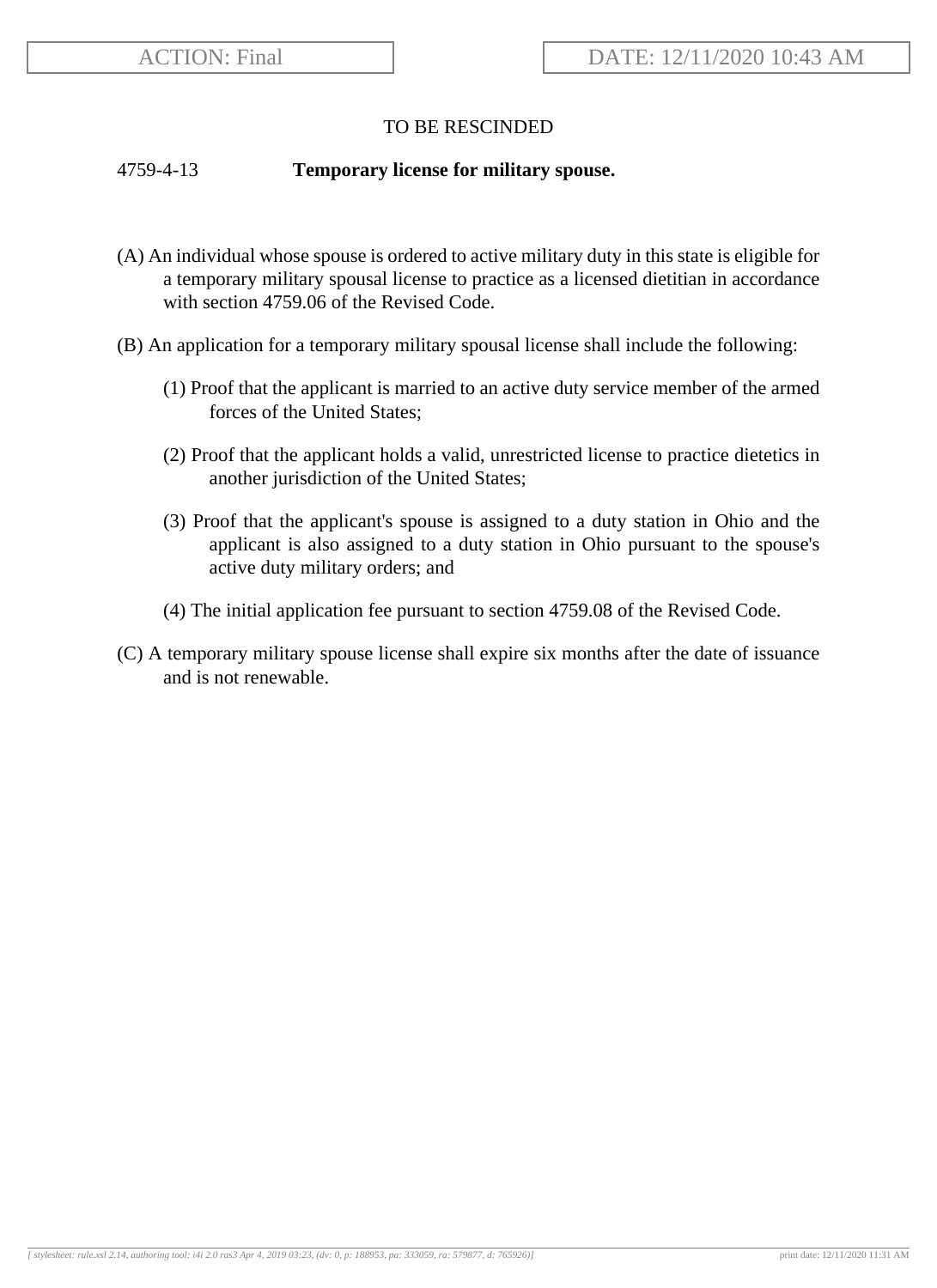TO BE RESCINDED

4759-4-13 **Temporary license for military spouse.**

(A) An individual whose spouse is ordered to active military duty in this state is eligible for a temporary military spousal license to practice as a licensed dietitian in accordance with section 4759.06 of the Revised Code.

(B) An application for a temporary military spousal license shall include the following:

(1) Proof that the applicant is married to an active duty service member of the armed forces of the United States;

(2) Proof that the applicant holds a valid, unrestricted license to practice dietetics in another jurisdiction of the United States;

(3) Proof that the applicant's spouse is assigned to a duty station in Ohio and the applicant is also assigned to a duty station in Ohio pursuant to the spouse's active duty military orders; and

(4) The initial application fee pursuant to section 4759.08 of the Revised Code.

(C) A temporary military spouse license shall expire six months after the date of issuance and is not renewable.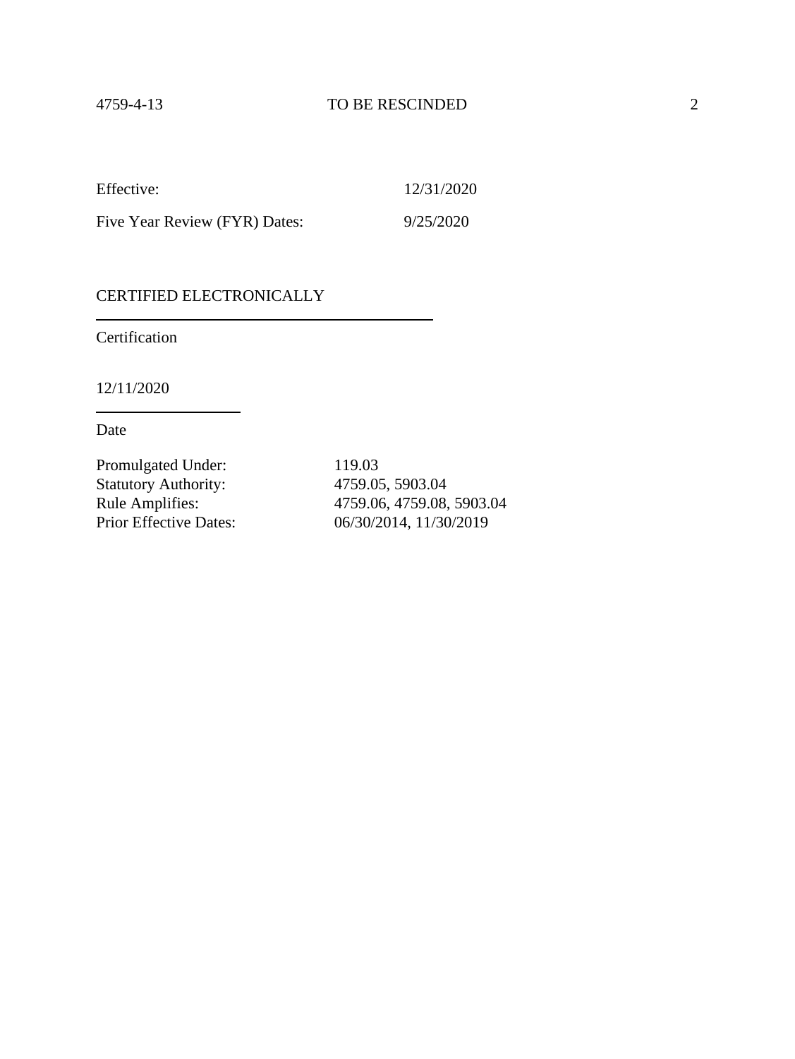Effective: 12/31/2020

Five Year Review (FYR) Dates: 9/25/2020

CERTIFIED ELECTRONICALLY

Certification

12/11/2020

Date

Promulgated Under: 119.03
Statutory Authority: 4759.05, 5903.04
Rule Amplifies: 4759.06, 4759.08, 5903.04
Prior Effective Dates: 06/30/2014, 11/30/2019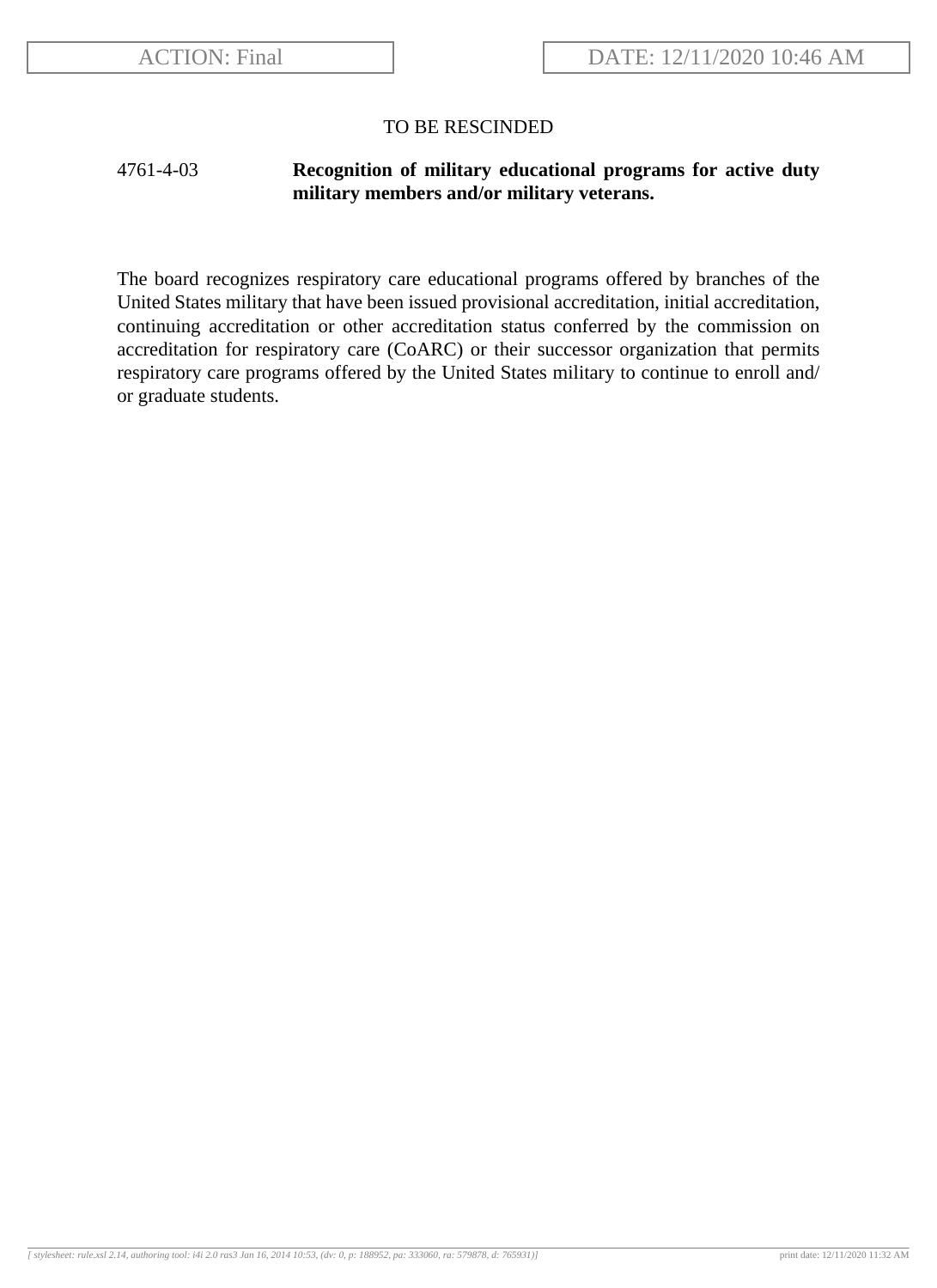ACTION: Final

DATE: 12/11/2020 10:46 AM

TO BE RESCINDED

**4761-4-03 Recognition of military educational programs for active duty military members and/or military veterans.**

The board recognizes respiratory care educational programs offered by branches of the United States military that have been issued provisional accreditation, initial accreditation, continuing accreditation or other accreditation status conferred by the commission on accreditation for respiratory care (CoARC) or their successor organization that permits respiratory care programs offered by the United States military to continue to enroll and/or graduate students.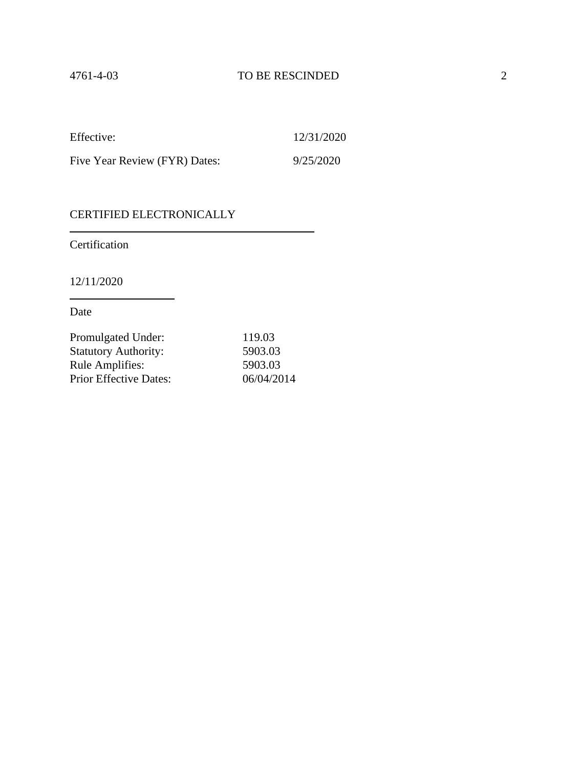| | |
|---|---|
| Effective: | 12/31/2020 |
| Five Year Review (FYR) Dates: | 9/25/2020 |

CERTIFIED ELECTRONICALLY

Certification

12/11/2020

Date

| | |
|---|---|
| Promulgated Under: | 119.03 |
| Statutory Authority: | 5903.03 |
| Rule Amplifies: | 5903.03 |
| Prior Effective Dates: | 06/04/2014 |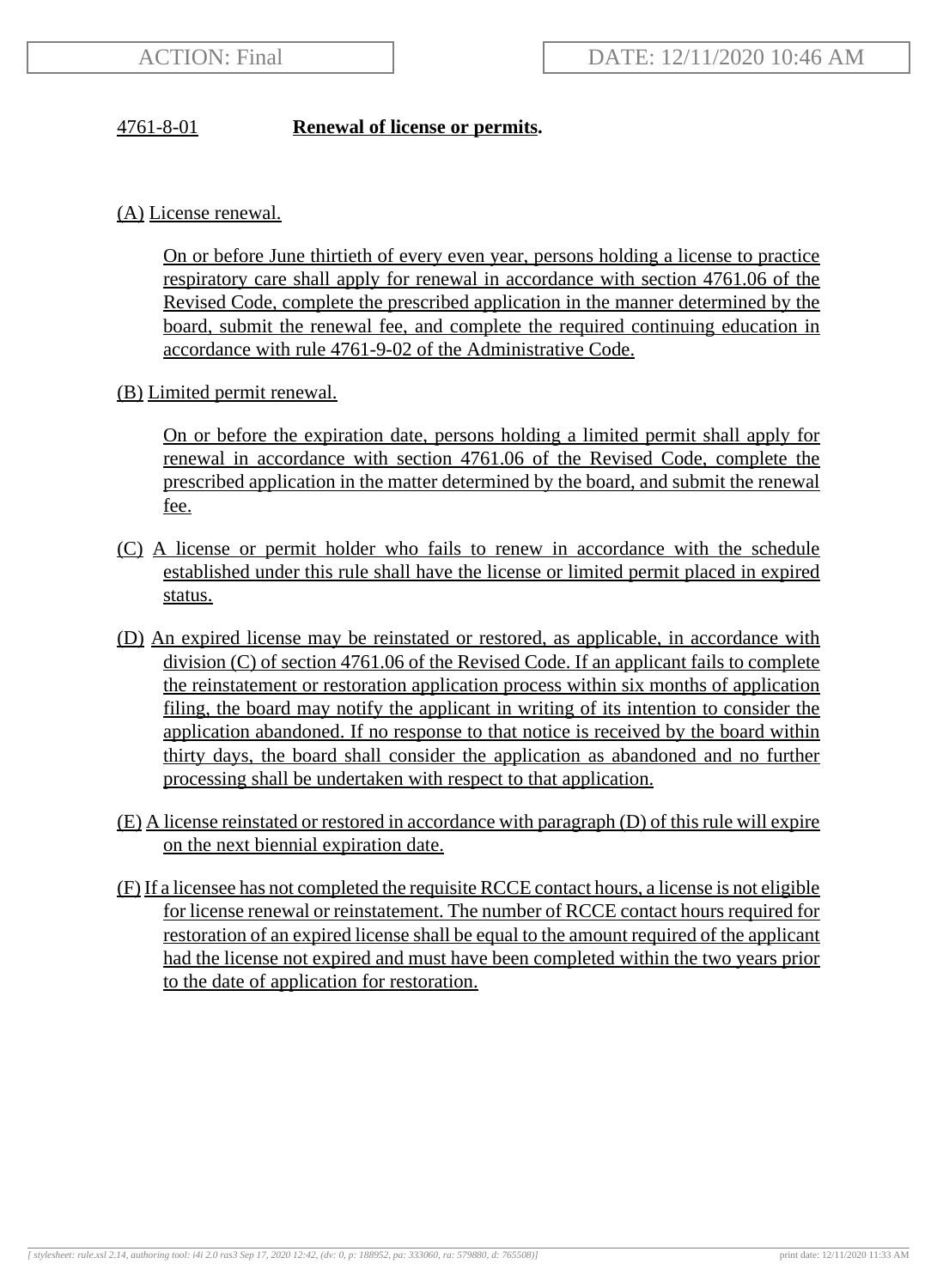ACTION: Final

DATE: 12/11/2020 10:46 AM

4761-8-01 **Renewal of license or permits.**

(A) License renewal.

On or before June thirtieth of every even year, persons holding a license to practice respiratory care shall apply for renewal in accordance with section 4761.06 of the Revised Code, complete the prescribed application in the manner determined by the board, submit the renewal fee, and complete the required continuing education in accordance with rule 4761-9-02 of the Administrative Code.

(B) Limited permit renewal.

On or before the expiration date, persons holding a limited permit shall apply for renewal in accordance with section 4761.06 of the Revised Code, complete the prescribed application in the matter determined by the board, and submit the renewal fee.

(C) A license or permit holder who fails to renew in accordance with the schedule established under this rule shall have the license or limited permit placed in expired status.

(D) An expired license may be reinstated or restored, as applicable, in accordance with division (C) of section 4761.06 of the Revised Code. If an applicant fails to complete the reinstatement or restoration application process within six months of application filing, the board may notify the applicant in writing of its intention to consider the application abandoned. If no response to that notice is received by the board within thirty days, the board shall consider the application as abandoned and no further processing shall be undertaken with respect to that application.

(E) A license reinstated or restored in accordance with paragraph (D) of this rule will expire on the next biennial expiration date.

(F) If a licensee has not completed the requisite RCCE contact hours, a license is not eligible for license renewal or reinstatement. The number of RCCE contact hours required for restoration of an expired license shall be equal to the amount required of the applicant had the license not expired and must have been completed within the two years prior to the date of application for restoration.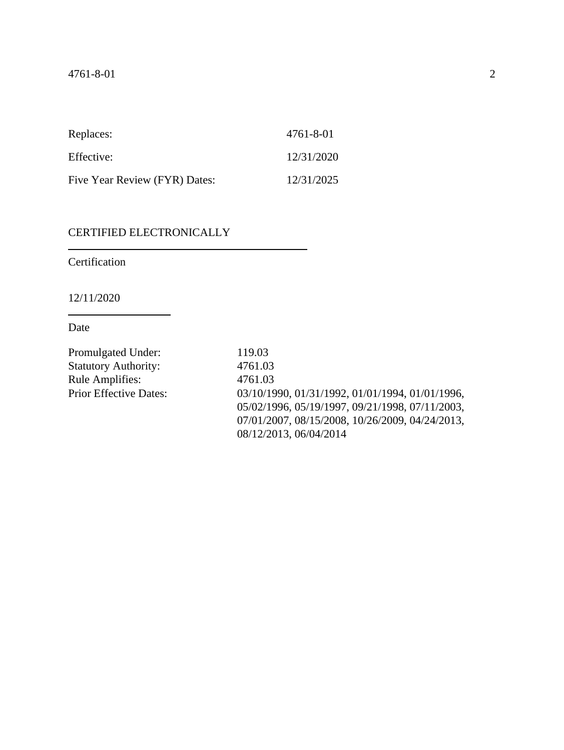| | |
|---|---|
| Replaces: | 4761-8-01 |
| Effective: | 12/31/2020 |
| Five Year Review (FYR) Dates: | 12/31/2025 |

CERTIFIED ELECTRONICALLY

Certification

12/11/2020

Date

| | |
|---|---|
| Promulgated Under: | 119.03 |
| Statutory Authority: | 4761.03 |
| Rule Amplifies: | 4761.03 |
| Prior Effective Dates: | 03/10/1990, 01/31/1992, 01/01/1994, 01/01/1996, 05/02/1996, 05/19/1997, 09/21/1998, 07/11/2003, 07/01/2007, 08/15/2008, 10/26/2009, 04/24/2013, 08/12/2013, 06/04/2014 |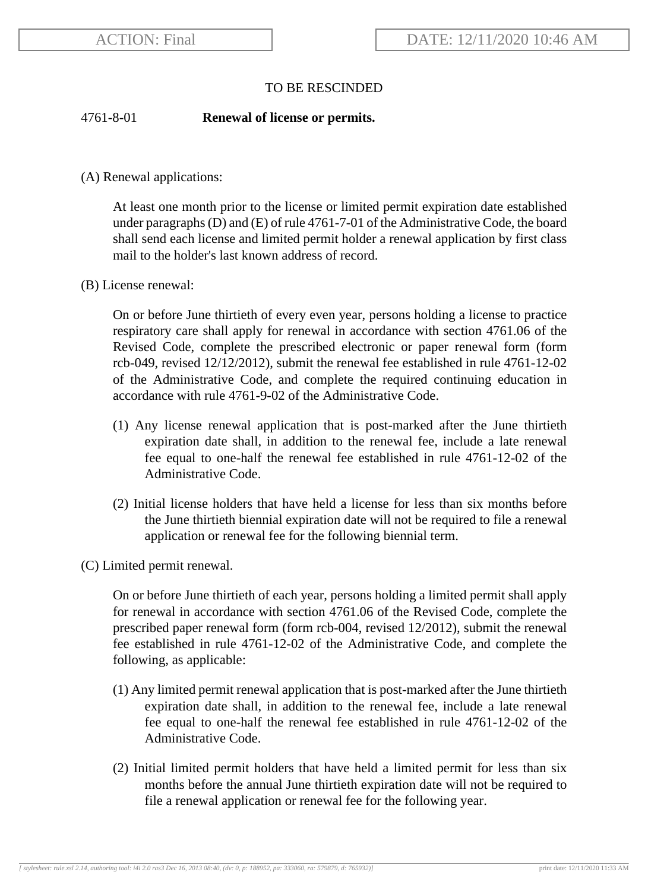TO BE RESCINDED

4761-8-01 **Renewal of license or permits.**

(A) Renewal applications:

At least one month prior to the license or limited permit expiration date established under paragraphs (D) and (E) of rule 4761-7-01 of the Administrative Code, the board shall send each license and limited permit holder a renewal application by first class mail to the holder's last known address of record.

(B) License renewal:

On or before June thirtieth of every even year, persons holding a license to practice respiratory care shall apply for renewal in accordance with section 4761.06 of the Revised Code, complete the prescribed electronic or paper renewal form (form rcb-049, revised 12/12/2012), submit the renewal fee established in rule 4761-12-02 of the Administrative Code, and complete the required continuing education in accordance with rule 4761-9-02 of the Administrative Code.

(1) Any license renewal application that is post-marked after the June thirtieth expiration date shall, in addition to the renewal fee, include a late renewal fee equal to one-half the renewal fee established in rule 4761-12-02 of the Administrative Code.

(2) Initial license holders that have held a license for less than six months before the June thirtieth biennial expiration date will not be required to file a renewal application or renewal fee for the following biennial term.

(C) Limited permit renewal.

On or before June thirtieth of each year, persons holding a limited permit shall apply for renewal in accordance with section 4761.06 of the Revised Code, complete the prescribed paper renewal form (form rcb-004, revised 12/2012), submit the renewal fee established in rule 4761-12-02 of the Administrative Code, and complete the following, as applicable:

(1) Any limited permit renewal application that is post-marked after the June thirtieth expiration date shall, in addition to the renewal fee, include a late renewal fee equal to one-half the renewal fee established in rule 4761-12-02 of the Administrative Code.

(2) Initial limited permit holders that have held a limited permit for less than six months before the annual June thirtieth expiration date will not be required to file a renewal application or renewal fee for the following year.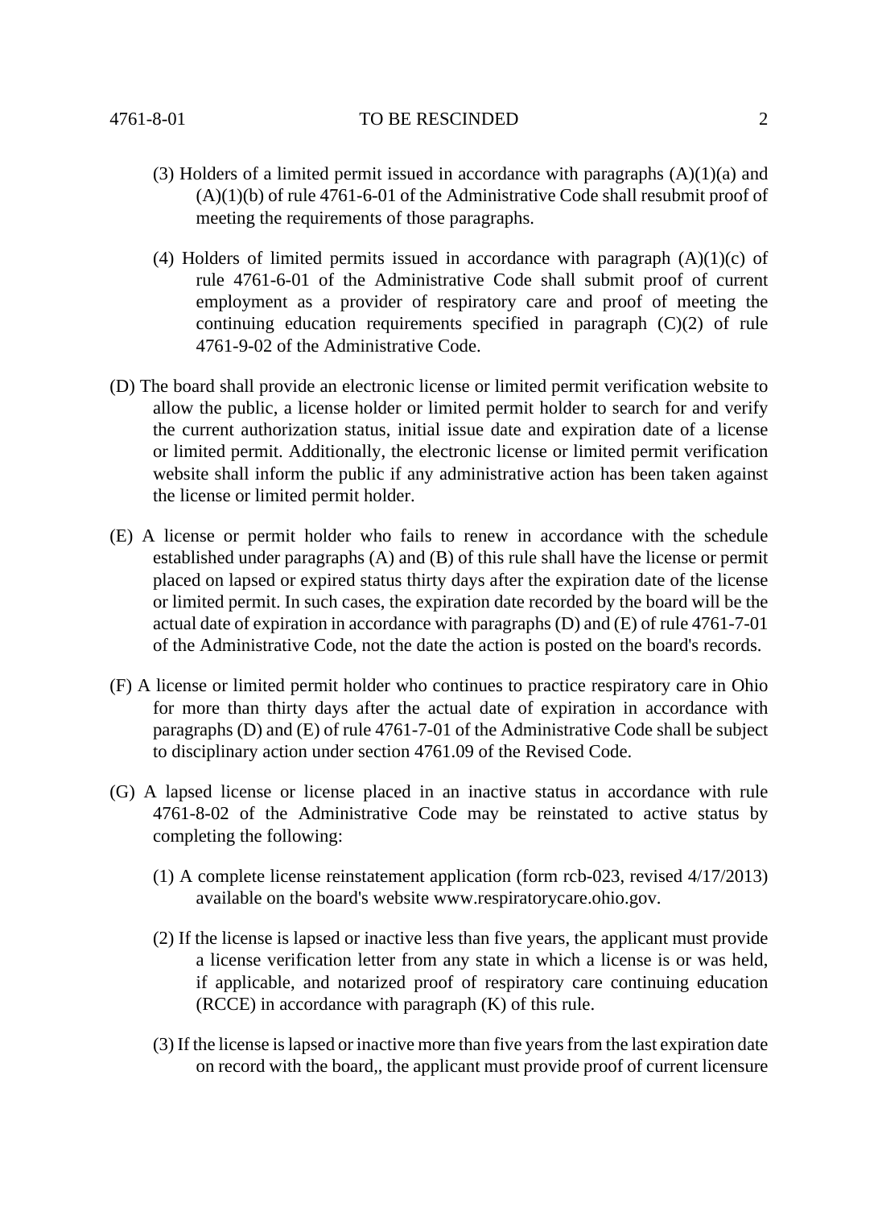(3) Holders of a limited permit issued in accordance with paragraphs (A)(1)(a) and (A)(1)(b) of rule 4761-6-01 of the Administrative Code shall resubmit proof of meeting the requirements of those paragraphs.

(4) Holders of limited permits issued in accordance with paragraph (A)(1)(c) of rule 4761-6-01 of the Administrative Code shall submit proof of current employment as a provider of respiratory care and proof of meeting the continuing education requirements specified in paragraph (C)(2) of rule 4761-9-02 of the Administrative Code.

(D) The board shall provide an electronic license or limited permit verification website to allow the public, a license holder or limited permit holder to search for and verify the current authorization status, initial issue date and expiration date of a license or limited permit. Additionally, the electronic license or limited permit verification website shall inform the public if any administrative action has been taken against the license or limited permit holder.

(E) A license or permit holder who fails to renew in accordance with the schedule established under paragraphs (A) and (B) of this rule shall have the license or permit placed on lapsed or expired status thirty days after the expiration date of the license or limited permit. In such cases, the expiration date recorded by the board will be the actual date of expiration in accordance with paragraphs (D) and (E) of rule 4761-7-01 of the Administrative Code, not the date the action is posted on the board's records.

(F) A license or limited permit holder who continues to practice respiratory care in Ohio for more than thirty days after the actual date of expiration in accordance with paragraphs (D) and (E) of rule 4761-7-01 of the Administrative Code shall be subject to disciplinary action under section 4761.09 of the Revised Code.

(G) A lapsed license or license placed in an inactive status in accordance with rule 4761-8-02 of the Administrative Code may be reinstated to active status by completing the following:

(1) A complete license reinstatement application (form rcb-023, revised 4/17/2013) available on the board's website www.respiratorycare.ohio.gov.

(2) If the license is lapsed or inactive less than five years, the applicant must provide a license verification letter from any state in which a license is or was held, if applicable, and notarized proof of respiratory care continuing education (RCCE) in accordance with paragraph (K) of this rule.

(3) If the license is lapsed or inactive more than five years from the last expiration date on record with the board,, the applicant must provide proof of current licensure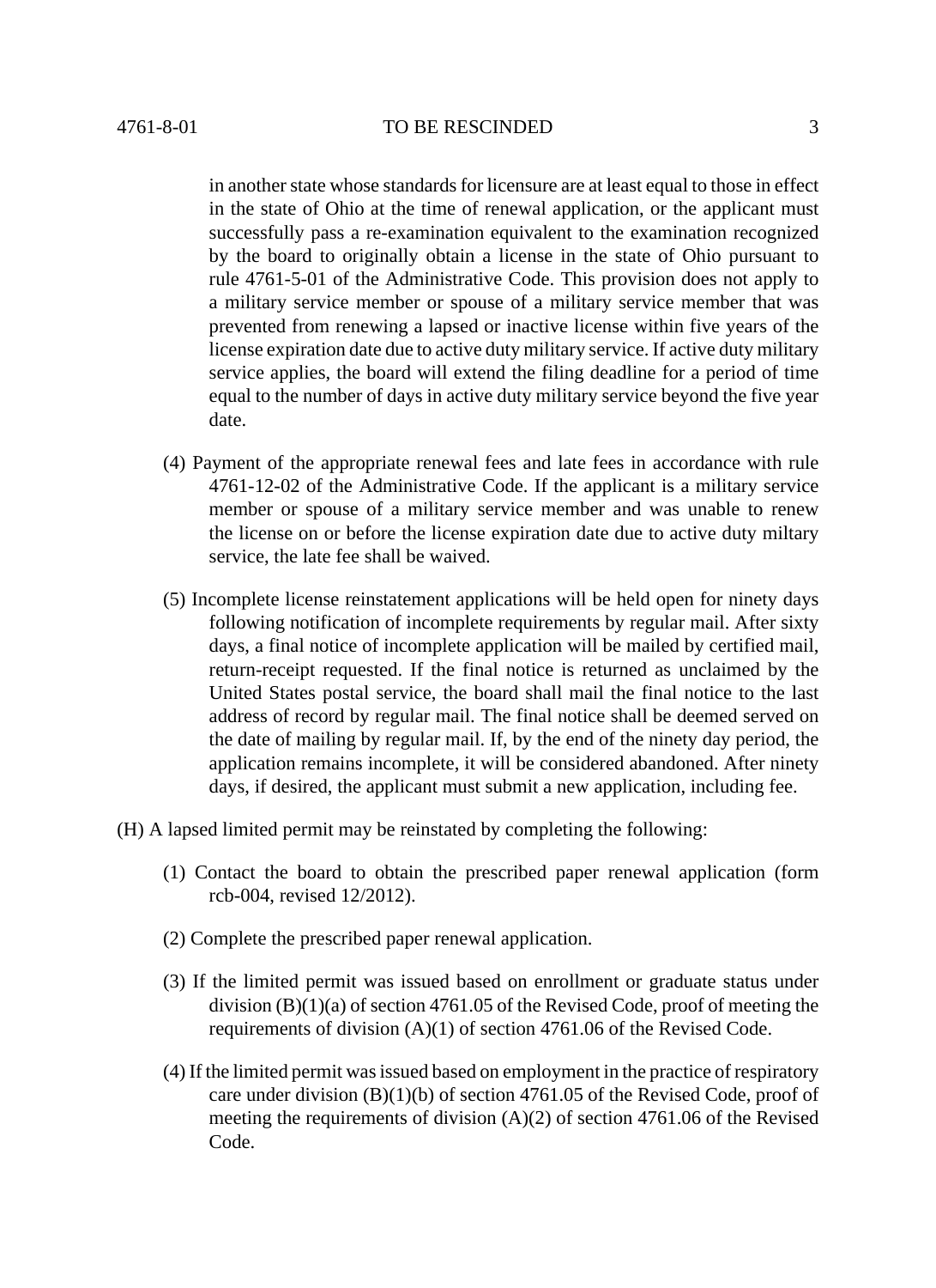in another state whose standards for licensure are at least equal to those in effect in the state of Ohio at the time of renewal application, or the applicant must successfully pass a re-examination equivalent to the examination recognized by the board to originally obtain a license in the state of Ohio pursuant to rule 4761-5-01 of the Administrative Code. This provision does not apply to a military service member or spouse of a military service member that was prevented from renewing a lapsed or inactive license within five years of the license expiration date due to active duty military service. If active duty military service applies, the board will extend the filing deadline for a period of time equal to the number of days in active duty military service beyond the five year date.

(4) Payment of the appropriate renewal fees and late fees in accordance with rule 4761-12-02 of the Administrative Code. If the applicant is a military service member or spouse of a military service member and was unable to renew the license on or before the license expiration date due to active duty miltary service, the late fee shall be waived.

(5) Incomplete license reinstatement applications will be held open for ninety days following notification of incomplete requirements by regular mail. After sixty days, a final notice of incomplete application will be mailed by certified mail, return-receipt requested. If the final notice is returned as unclaimed by the United States postal service, the board shall mail the final notice to the last address of record by regular mail. The final notice shall be deemed served on the date of mailing by regular mail. If, by the end of the ninety day period, the application remains incomplete, it will be considered abandoned. After ninety days, if desired, the applicant must submit a new application, including fee.

(H) A lapsed limited permit may be reinstated by completing the following:

(1) Contact the board to obtain the prescribed paper renewal application (form rcb-004, revised 12/2012).

(2) Complete the prescribed paper renewal application.

(3) If the limited permit was issued based on enrollment or graduate status under division (B)(1)(a) of section 4761.05 of the Revised Code, proof of meeting the requirements of division (A)(1) of section 4761.06 of the Revised Code.

(4) If the limited permit was issued based on employment in the practice of respiratory care under division (B)(1)(b) of section 4761.05 of the Revised Code, proof of meeting the requirements of division (A)(2) of section 4761.06 of the Revised Code.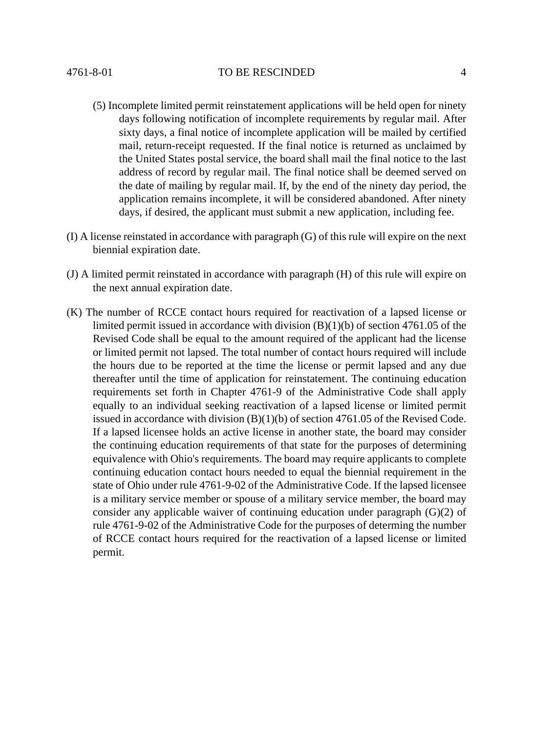(5) Incomplete limited permit reinstatement applications will be held open for ninety days following notification of incomplete requirements by regular mail. After sixty days, a final notice of incomplete application will be mailed by certified mail, return-receipt requested. If the final notice is returned as unclaimed by the United States postal service, the board shall mail the final notice to the last address of record by regular mail. The final notice shall be deemed served on the date of mailing by regular mail. If, by the end of the ninety day period, the application remains incomplete, it will be considered abandoned. After ninety days, if desired, the applicant must submit a new application, including fee.

(I) A license reinstated in accordance with paragraph (G) of this rule will expire on the next biennial expiration date.

(J) A limited permit reinstated in accordance with paragraph (H) of this rule will expire on the next annual expiration date.

(K) The number of RCCE contact hours required for reactivation of a lapsed license or limited permit issued in accordance with division (B)(1)(b) of section 4761.05 of the Revised Code shall be equal to the amount required of the applicant had the license or limited permit not lapsed. The total number of contact hours required will include the hours due to be reported at the time the license or permit lapsed and any due thereafter until the time of application for reinstatement. The continuing education requirements set forth in Chapter 4761-9 of the Administrative Code shall apply equally to an individual seeking reactivation of a lapsed license or limited permit issued in accordance with division (B)(1)(b) of section 4761.05 of the Revised Code. If a lapsed licensee holds an active license in another state, the board may consider the continuing education requirements of that state for the purposes of determining equivalence with Ohio's requirements. The board may require applicants to complete continuing education contact hours needed to equal the biennial requirement in the state of Ohio under rule 4761-9-02 of the Administrative Code. If the lapsed licensee is a military service member or spouse of a military service member, the board may consider any applicable waiver of continuing education under paragraph (G)(2) of rule 4761-9-02 of the Administrative Code for the purposes of determing the number of RCCE contact hours required for the reactivation of a lapsed license or limited permit.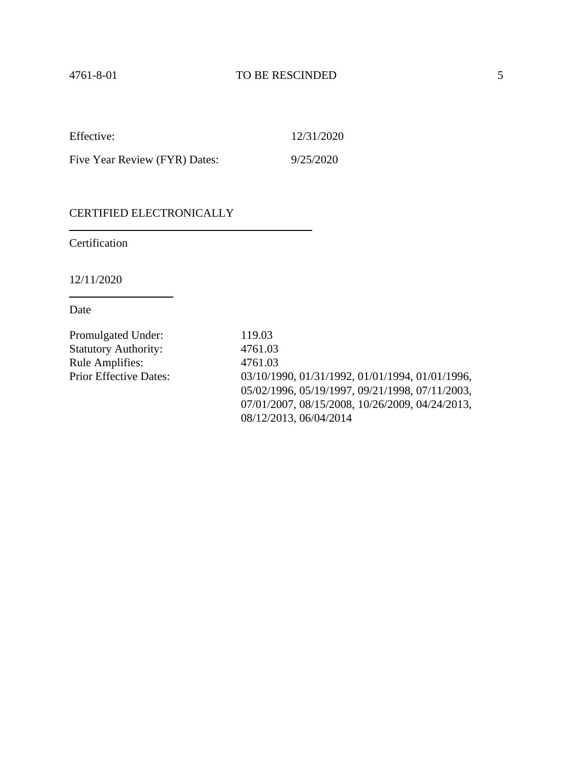Effective: 12/31/2020

Five Year Review (FYR) Dates: 9/25/2020

CERTIFIED ELECTRONICALLY

Certification

12/11/2020

Date

Promulgated Under: 119.03
Statutory Authority: 4761.03
Rule Amplifies: 4761.03
Prior Effective Dates: 03/10/1990, 01/31/1992, 01/01/1994, 01/01/1996, 05/02/1996, 05/19/1997, 09/21/1998, 07/11/2003, 07/01/2007, 08/15/2008, 10/26/2009, 04/24/2013, 08/12/2013, 06/04/2014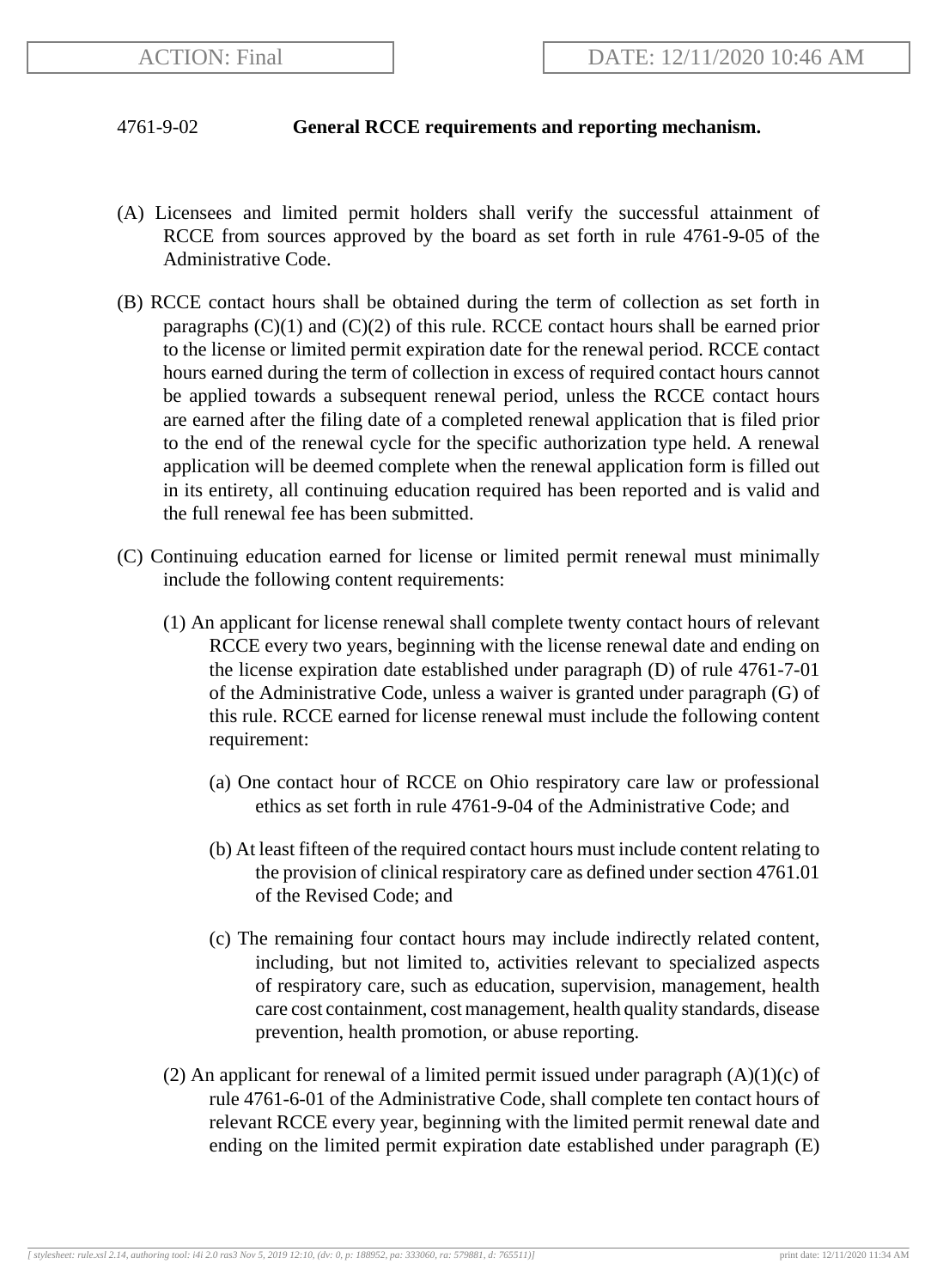4761-9-02 **General RCCE requirements and reporting mechanism.**

(A) Licensees and limited permit holders shall verify the successful attainment of RCCE from sources approved by the board as set forth in rule 4761-9-05 of the Administrative Code.

(B) RCCE contact hours shall be obtained during the term of collection as set forth in paragraphs (C)(1) and (C)(2) of this rule. RCCE contact hours shall be earned prior to the license or limited permit expiration date for the renewal period. RCCE contact hours earned during the term of collection in excess of required contact hours cannot be applied towards a subsequent renewal period, unless the RCCE contact hours are earned after the filing date of a completed renewal application that is filed prior to the end of the renewal cycle for the specific authorization type held. A renewal application will be deemed complete when the renewal application form is filled out in its entirety, all continuing education required has been reported and is valid and the full renewal fee has been submitted.

(C) Continuing education earned for license or limited permit renewal must minimally include the following content requirements:

(1) An applicant for license renewal shall complete twenty contact hours of relevant RCCE every two years, beginning with the license renewal date and ending on the license expiration date established under paragraph (D) of rule 4761-7-01 of the Administrative Code, unless a waiver is granted under paragraph (G) of this rule. RCCE earned for license renewal must include the following content requirement:

(a) One contact hour of RCCE on Ohio respiratory care law or professional ethics as set forth in rule 4761-9-04 of the Administrative Code; and

(b) At least fifteen of the required contact hours must include content relating to the provision of clinical respiratory care as defined under section 4761.01 of the Revised Code; and

(c) The remaining four contact hours may include indirectly related content, including, but not limited to, activities relevant to specialized aspects of respiratory care, such as education, supervision, management, health care cost containment, cost management, health quality standards, disease prevention, health promotion, or abuse reporting.

(2) An applicant for renewal of a limited permit issued under paragraph (A)(1)(c) of rule 4761-6-01 of the Administrative Code, shall complete ten contact hours of relevant RCCE every year, beginning with the limited permit renewal date and ending on the limited permit expiration date established under paragraph (E)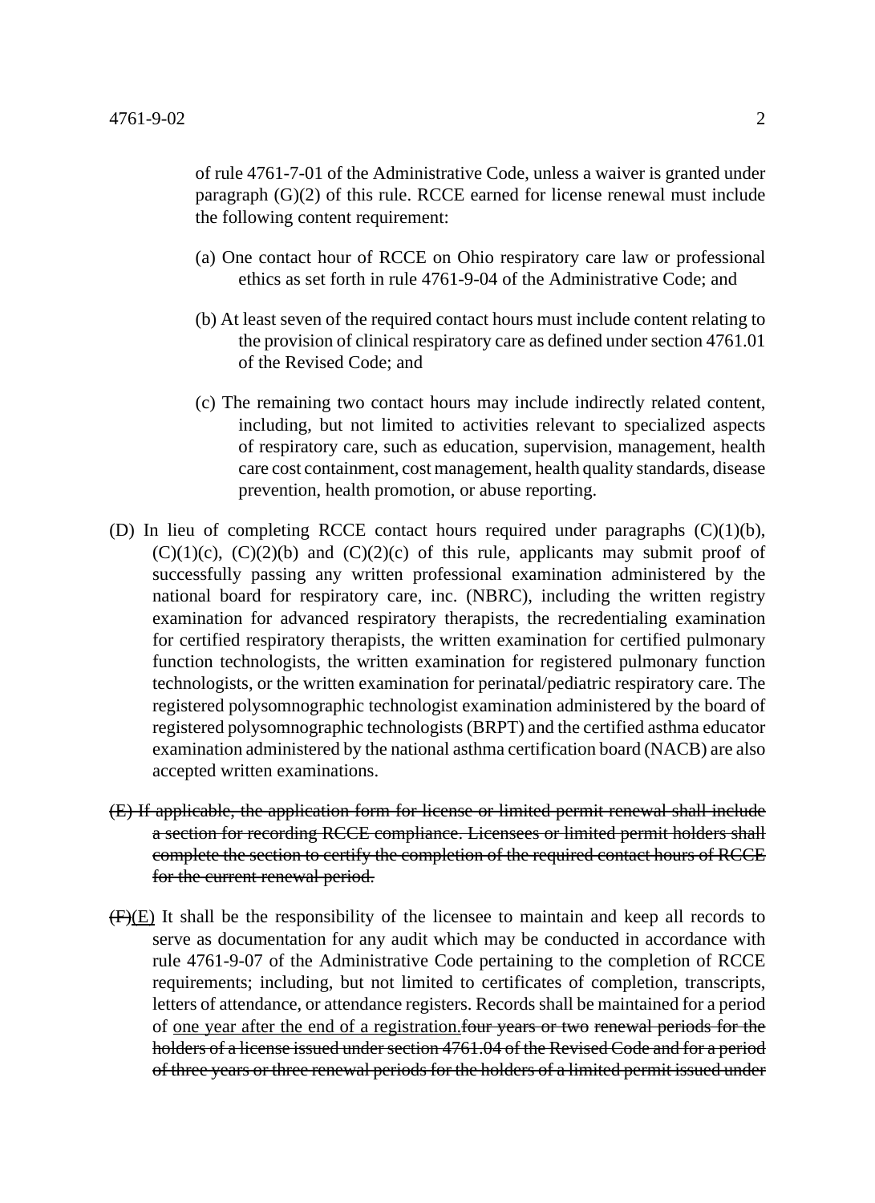of rule 4761-7-01 of the Administrative Code, unless a waiver is granted under paragraph (G)(2) of this rule. RCCE earned for license renewal must include the following content requirement:

(a) One contact hour of RCCE on Ohio respiratory care law or professional ethics as set forth in rule 4761-9-04 of the Administrative Code; and

(b) At least seven of the required contact hours must include content relating to the provision of clinical respiratory care as defined under section 4761.01 of the Revised Code; and

(c) The remaining two contact hours may include indirectly related content, including, but not limited to activities relevant to specialized aspects of respiratory care, such as education, supervision, management, health care cost containment, cost management, health quality standards, disease prevention, health promotion, or abuse reporting.

(D) In lieu of completing RCCE contact hours required under paragraphs (C)(1)(b), (C)(1)(c), (C)(2)(b) and (C)(2)(c) of this rule, applicants may submit proof of successfully passing any written professional examination administered by the national board for respiratory care, inc. (NBRC), including the written registry examination for advanced respiratory therapists, the recredentialing examination for certified respiratory therapists, the written examination for certified pulmonary function technologists, the written examination for registered pulmonary function technologists, or the written examination for perinatal/pediatric respiratory care. The registered polysomnographic technologist examination administered by the board of registered polysomnographic technologists (BRPT) and the certified asthma educator examination administered by the national asthma certification board (NACB) are also accepted written examinations.

~~(E) If applicable, the application form for license or limited permit renewal shall include a section for recording RCCE compliance. Licensees or limited permit holders shall complete the section to certify the completion of the required contact hours of RCCE for the current renewal period.~~

~~(F)~~<u>(E)</u> It shall be the responsibility of the licensee to maintain and keep all records to serve as documentation for any audit which may be conducted in accordance with rule 4761-9-07 of the Administrative Code pertaining to the completion of RCCE requirements; including, but not limited to certificates of completion, transcripts, letters of attendance, or attendance registers. Records shall be maintained for a period of <u>one year after the end of a registration.</u>~~four years or two renewal periods for the holders of a license issued under section 4761.04 of the Revised Code and for a period of three years or three renewal periods for the holders of a limited permit issued under~~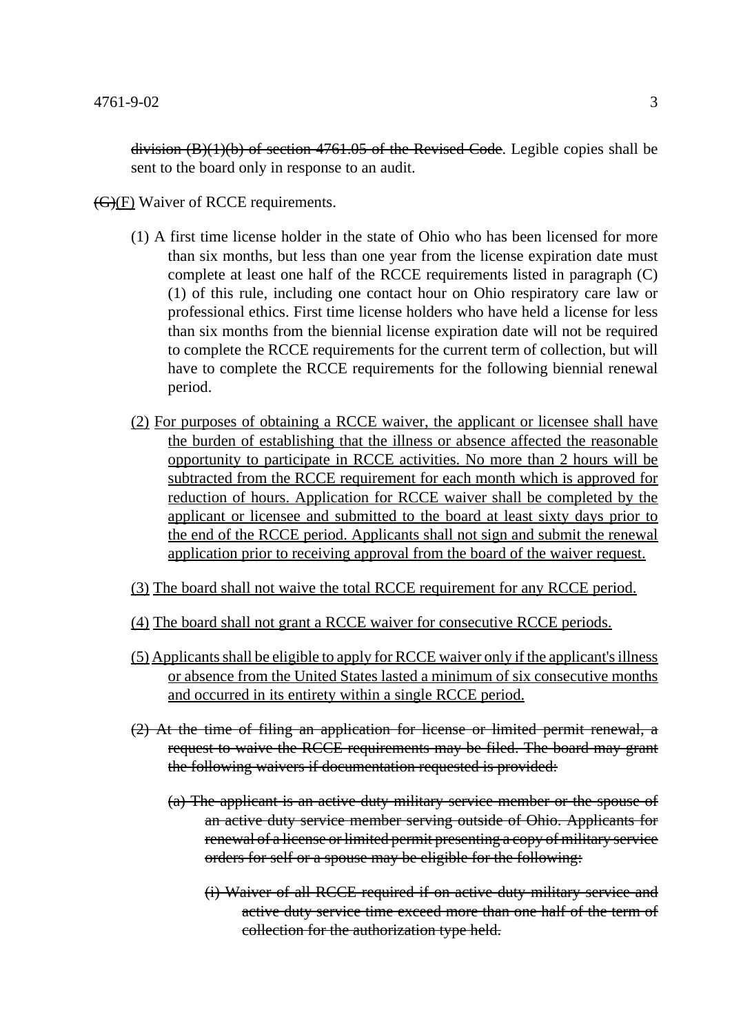~~division (B)(1)(b) of section 4761.05 of the Revised Code~~. Legible copies shall be sent to the board only in response to an audit.

~~(G)~~<u>(F)</u> Waiver of RCCE requirements.

(1) A first time license holder in the state of Ohio who has been licensed for more than six months, but less than one year from the license expiration date must complete at least one half of the RCCE requirements listed in paragraph (C)(1) of this rule, including one contact hour on Ohio respiratory care law or professional ethics. First time license holders who have held a license for less than six months from the biennial license expiration date will not be required to complete the RCCE requirements for the current term of collection, but will have to complete the RCCE requirements for the following biennial renewal period.

<u>(2) For purposes of obtaining a RCCE waiver, the applicant or licensee shall have the burden of establishing that the illness or absence affected the reasonable opportunity to participate in RCCE activities. No more than 2 hours will be subtracted from the RCCE requirement for each month which is approved for reduction of hours. Application for RCCE waiver shall be completed by the applicant or licensee and submitted to the board at least sixty days prior to the end of the RCCE period. Applicants shall not sign and submit the renewal application prior to receiving approval from the board of the waiver request.</u>

<u>(3) The board shall not waive the total RCCE requirement for any RCCE period.</u>

<u>(4) The board shall not grant a RCCE waiver for consecutive RCCE periods.</u>

<u>(5) Applicants shall be eligible to apply for RCCE waiver only if the applicant's illness or absence from the United States lasted a minimum of six consecutive months and occurred in its entirety within a single RCCE period.</u>

~~(2) At the time of filing an application for license or limited permit renewal, a request to waive the RCCE requirements may be filed. The board may grant the following waivers if documentation requested is provided:~~

~~(a) The applicant is an active duty military service member or the spouse of an active duty service member serving outside of Ohio. Applicants for renewal of a license or limited permit presenting a copy of military service orders for self or a spouse may be eligible for the following:~~

~~(i) Waiver of all RCCE required if on active duty military service and active duty service time exceed more than one half of the term of collection for the authorization type held.~~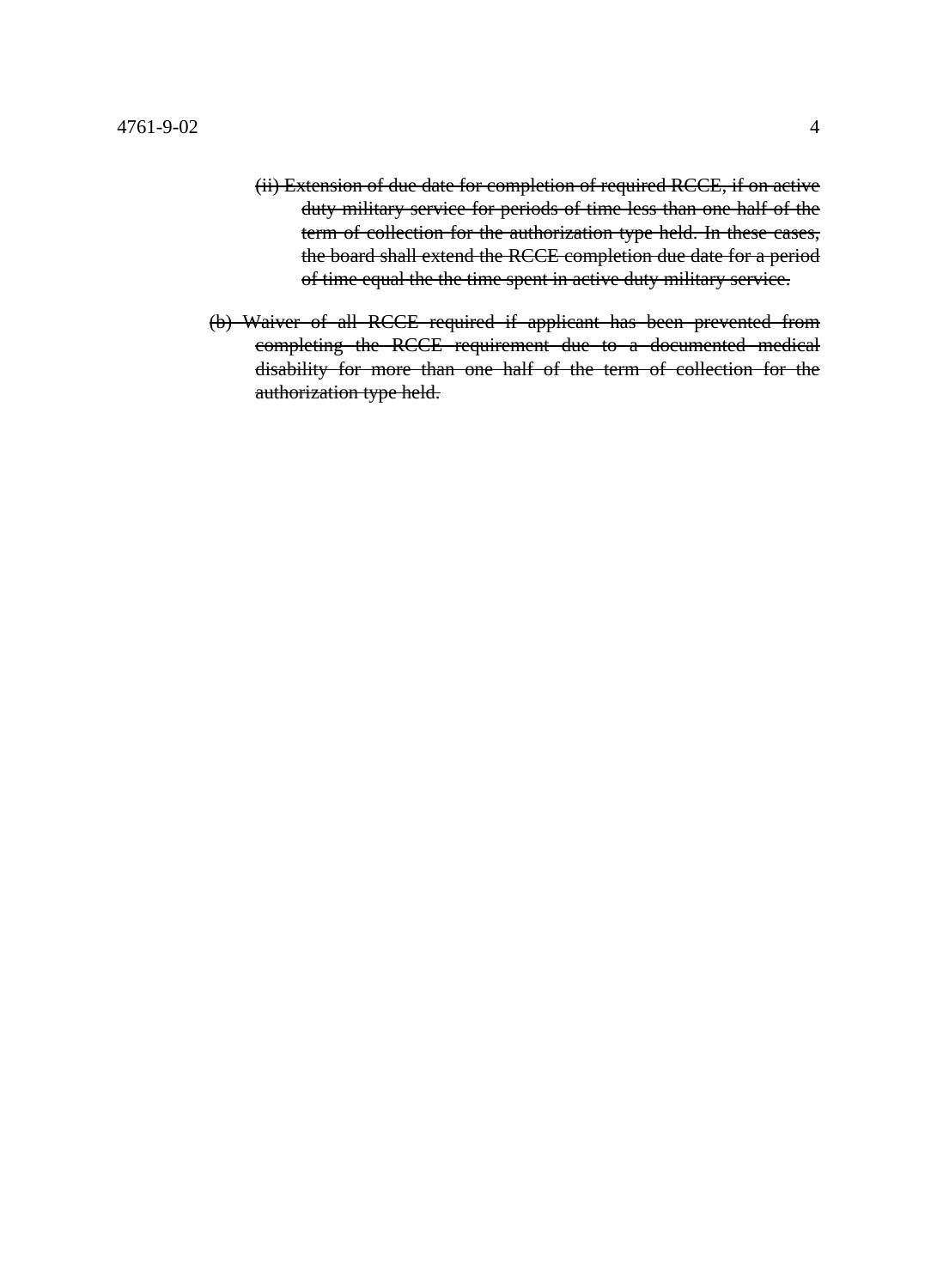~~(ii) Extension of due date for completion of required RCCE, if on active duty military service for periods of time less than one half of the term of collection for the authorization type held. In these cases, the board shall extend the RCCE completion due date for a period of time equal the the time spent in active duty military service.~~

~~(b) Waiver of all RCCE required if applicant has been prevented from completing the RCCE requirement due to a documented medical disability for more than one half of the term of collection for the authorization type held.~~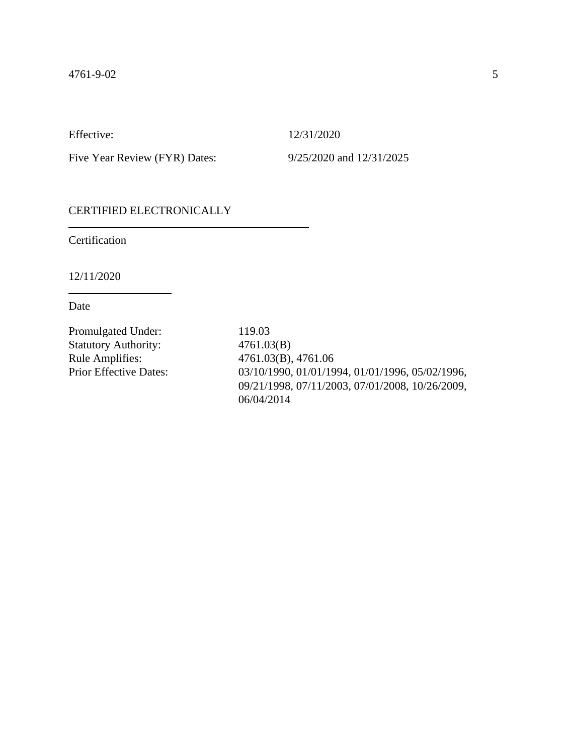Effective: 12/31/2020

Five Year Review (FYR) Dates: 9/25/2020 and 12/31/2025

CERTIFIED ELECTRONICALLY

Certification

12/11/2020

Date

Promulgated Under: 119.03
Statutory Authority: 4761.03(B)
Rule Amplifies: 4761.03(B), 4761.06
Prior Effective Dates: 03/10/1990, 01/01/1994, 01/01/1996, 05/02/1996, 09/21/1998, 07/11/2003, 07/01/2008, 10/26/2009, 06/04/2014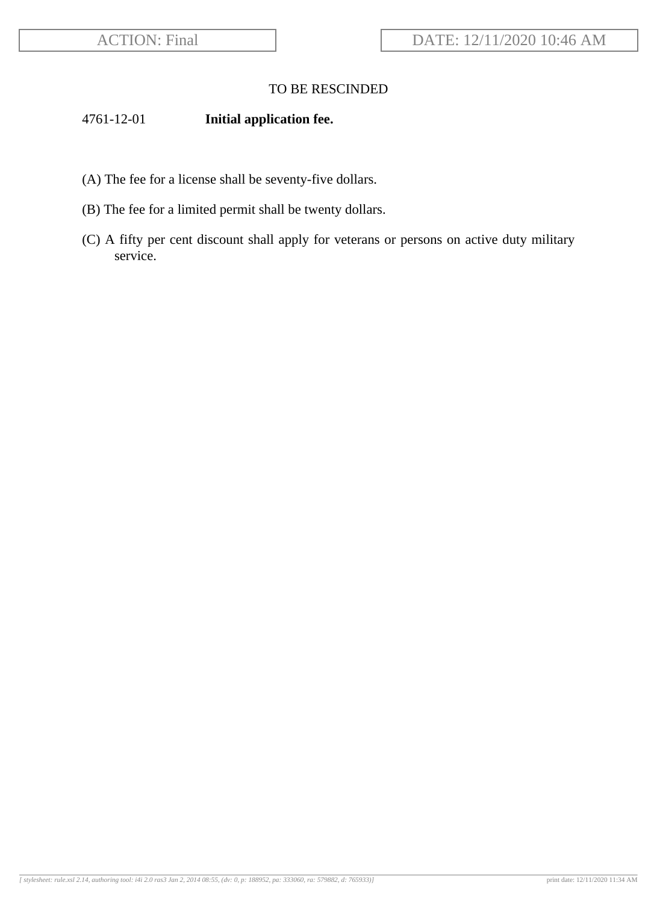ACTION: Final

DATE: 12/11/2020 10:46 AM

TO BE RESCINDED

4761-12-01 **Initial application fee.**

(A) The fee for a license shall be seventy-five dollars.

(B) The fee for a limited permit shall be twenty dollars.

(C) A fifty per cent discount shall apply for veterans or persons on active duty military service.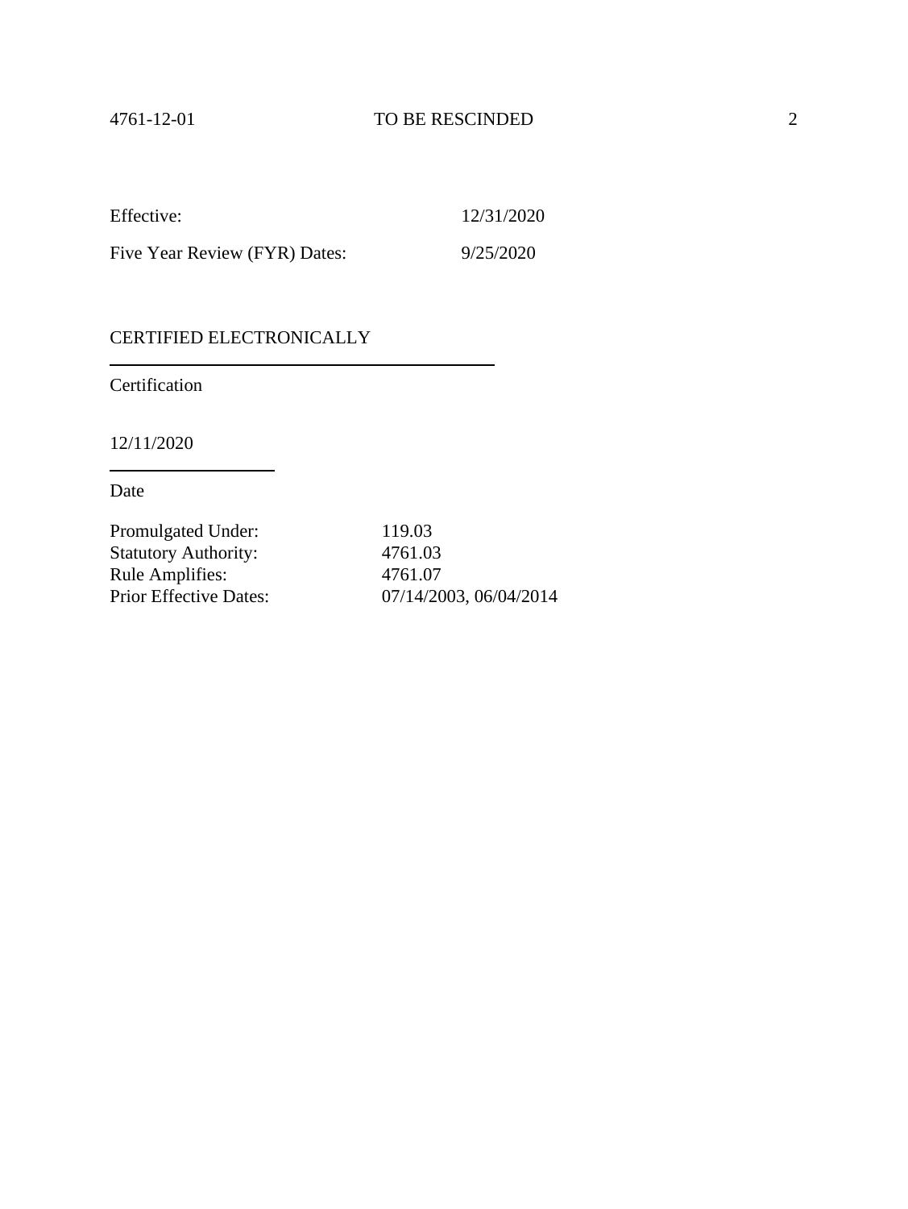Effective: 12/31/2020

Five Year Review (FYR) Dates: 9/25/2020

CERTIFIED ELECTRONICALLY

Certification

12/11/2020

Date

| | |
|---|---|
| Promulgated Under: | 119.03 |
| Statutory Authority: | 4761.03 |
| Rule Amplifies: | 4761.07 |
| Prior Effective Dates: | 07/14/2003, 06/04/2014 |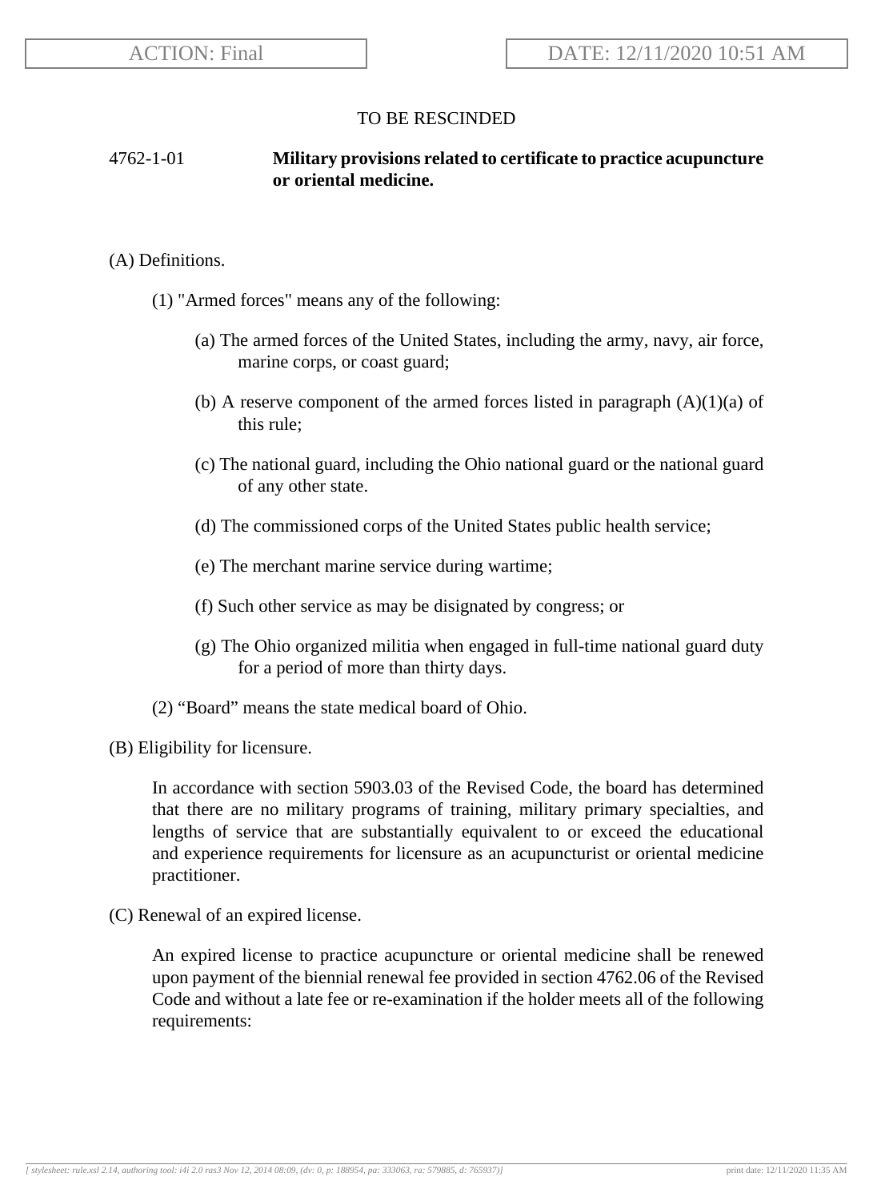TO BE RESCINDED

4762-1-01 **Military provisions related to certificate to practice acupuncture or oriental medicine.**

(A) Definitions.

(1) "Armed forces" means any of the following:

(a) The armed forces of the United States, including the army, navy, air force, marine corps, or coast guard;

(b) A reserve component of the armed forces listed in paragraph (A)(1)(a) of this rule;

(c) The national guard, including the Ohio national guard or the national guard of any other state.

(d) The commissioned corps of the United States public health service;

(e) The merchant marine service during wartime;

(f) Such other service as may be disignated by congress; or

(g) The Ohio organized militia when engaged in full-time national guard duty for a period of more than thirty days.

(2) “Board” means the state medical board of Ohio.

(B) Eligibility for licensure.

In accordance with section 5903.03 of the Revised Code, the board has determined that there are no military programs of training, military primary specialties, and lengths of service that are substantially equivalent to or exceed the educational and experience requirements for licensure as an acupuncturist or oriental medicine practitioner.

(C) Renewal of an expired license.

An expired license to practice acupuncture or oriental medicine shall be renewed upon payment of the biennial renewal fee provided in section 4762.06 of the Revised Code and without a late fee or re-examination if the holder meets all of the following requirements: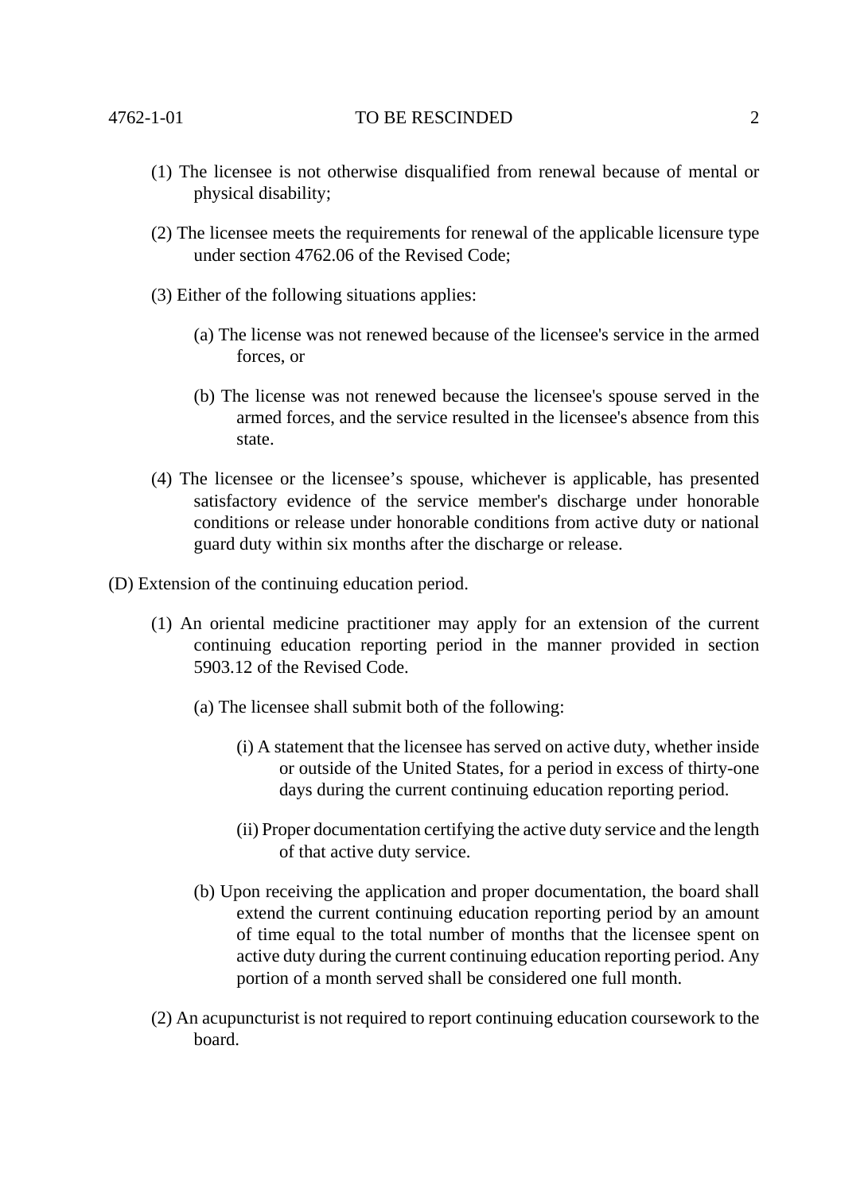(1) The licensee is not otherwise disqualified from renewal because of mental or physical disability;

(2) The licensee meets the requirements for renewal of the applicable licensure type under section 4762.06 of the Revised Code;

(3) Either of the following situations applies:

(a) The license was not renewed because of the licensee's service in the armed forces, or

(b) The license was not renewed because the licensee's spouse served in the armed forces, and the service resulted in the licensee's absence from this state.

(4) The licensee or the licensee's spouse, whichever is applicable, has presented satisfactory evidence of the service member's discharge under honorable conditions or release under honorable conditions from active duty or national guard duty within six months after the discharge or release.

(D) Extension of the continuing education period.

(1) An oriental medicine practitioner may apply for an extension of the current continuing education reporting period in the manner provided in section 5903.12 of the Revised Code.

(a) The licensee shall submit both of the following:

(i) A statement that the licensee has served on active duty, whether inside or outside of the United States, for a period in excess of thirty-one days during the current continuing education reporting period.

(ii) Proper documentation certifying the active duty service and the length of that active duty service.

(b) Upon receiving the application and proper documentation, the board shall extend the current continuing education reporting period by an amount of time equal to the total number of months that the licensee spent on active duty during the current continuing education reporting period. Any portion of a month served shall be considered one full month.

(2) An acupuncturist is not required to report continuing education coursework to the board.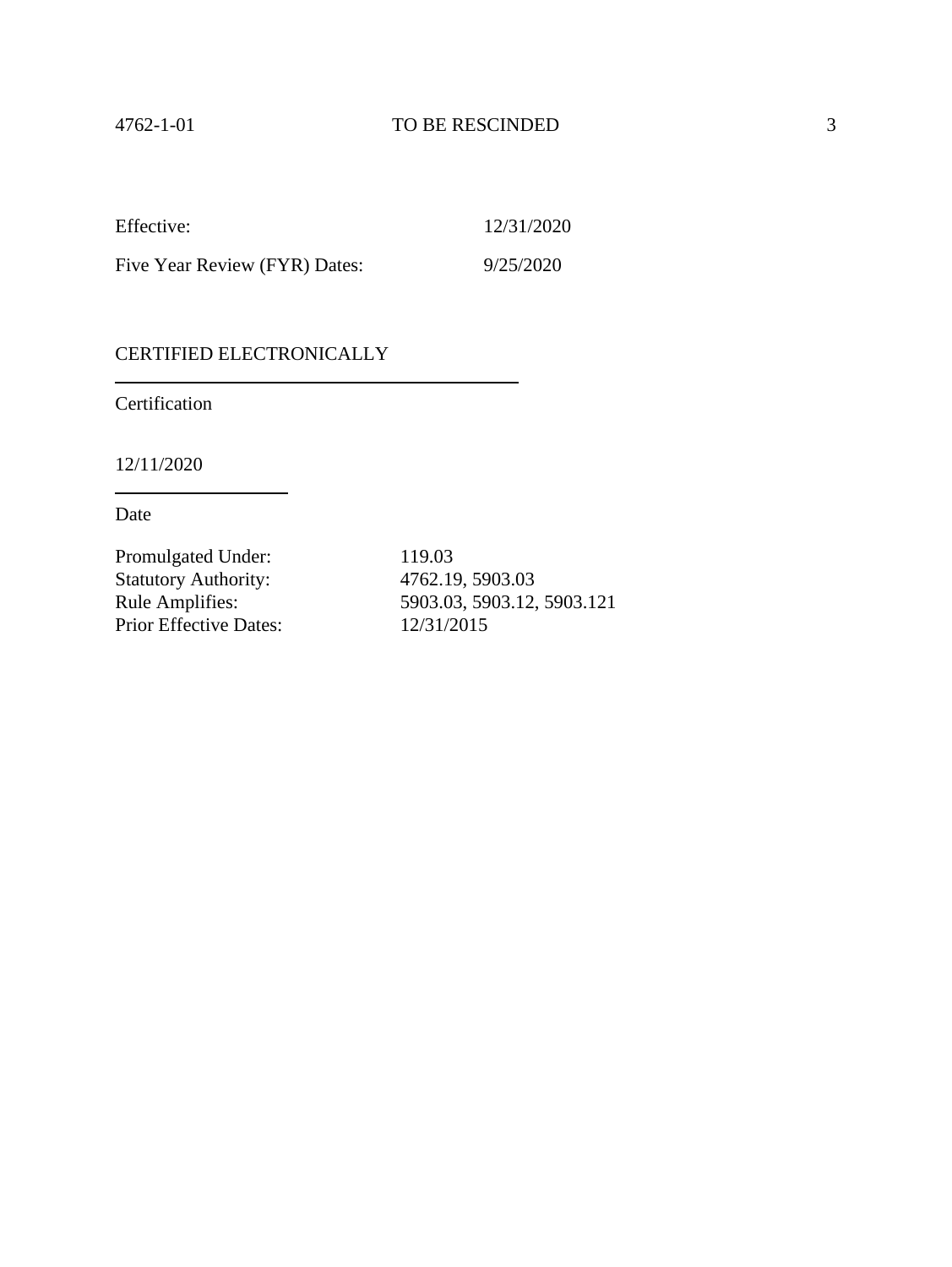Effective: 12/31/2020

Five Year Review (FYR) Dates: 9/25/2020

CERTIFIED ELECTRONICALLY

Certification

12/11/2020

Date

Promulgated Under: 119.03
Statutory Authority: 4762.19, 5903.03
Rule Amplifies: 5903.03, 5903.12, 5903.121
Prior Effective Dates: 12/31/2015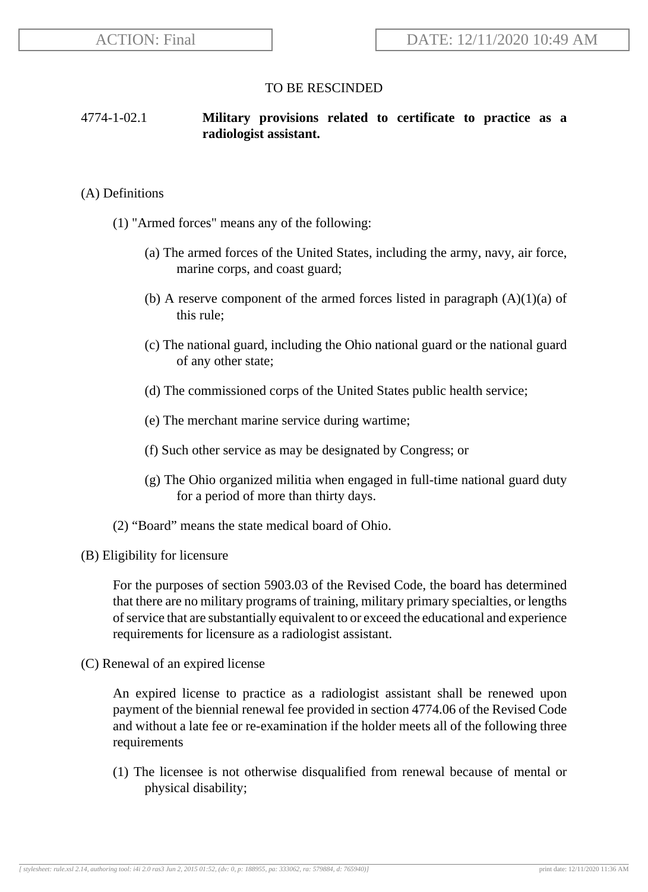TO BE RESCINDED

4774-1-02.1 **Military provisions related to certificate to practice as a radiologist assistant.**

(A) Definitions

(1) "Armed forces" means any of the following:

(a) The armed forces of the United States, including the army, navy, air force, marine corps, and coast guard;

(b) A reserve component of the armed forces listed in paragraph (A)(1)(a) of this rule;

(c) The national guard, including the Ohio national guard or the national guard of any other state;

(d) The commissioned corps of the United States public health service;

(e) The merchant marine service during wartime;

(f) Such other service as may be designated by Congress; or

(g) The Ohio organized militia when engaged in full-time national guard duty for a period of more than thirty days.

(2) "Board" means the state medical board of Ohio.

(B) Eligibility for licensure

For the purposes of section 5903.03 of the Revised Code, the board has determined that there are no military programs of training, military primary specialties, or lengths of service that are substantially equivalent to or exceed the educational and experience requirements for licensure as a radiologist assistant.

(C) Renewal of an expired license

An expired license to practice as a radiologist assistant shall be renewed upon payment of the biennial renewal fee provided in section 4774.06 of the Revised Code and without a late fee or re-examination if the holder meets all of the following three requirements

(1) The licensee is not otherwise disqualified from renewal because of mental or physical disability;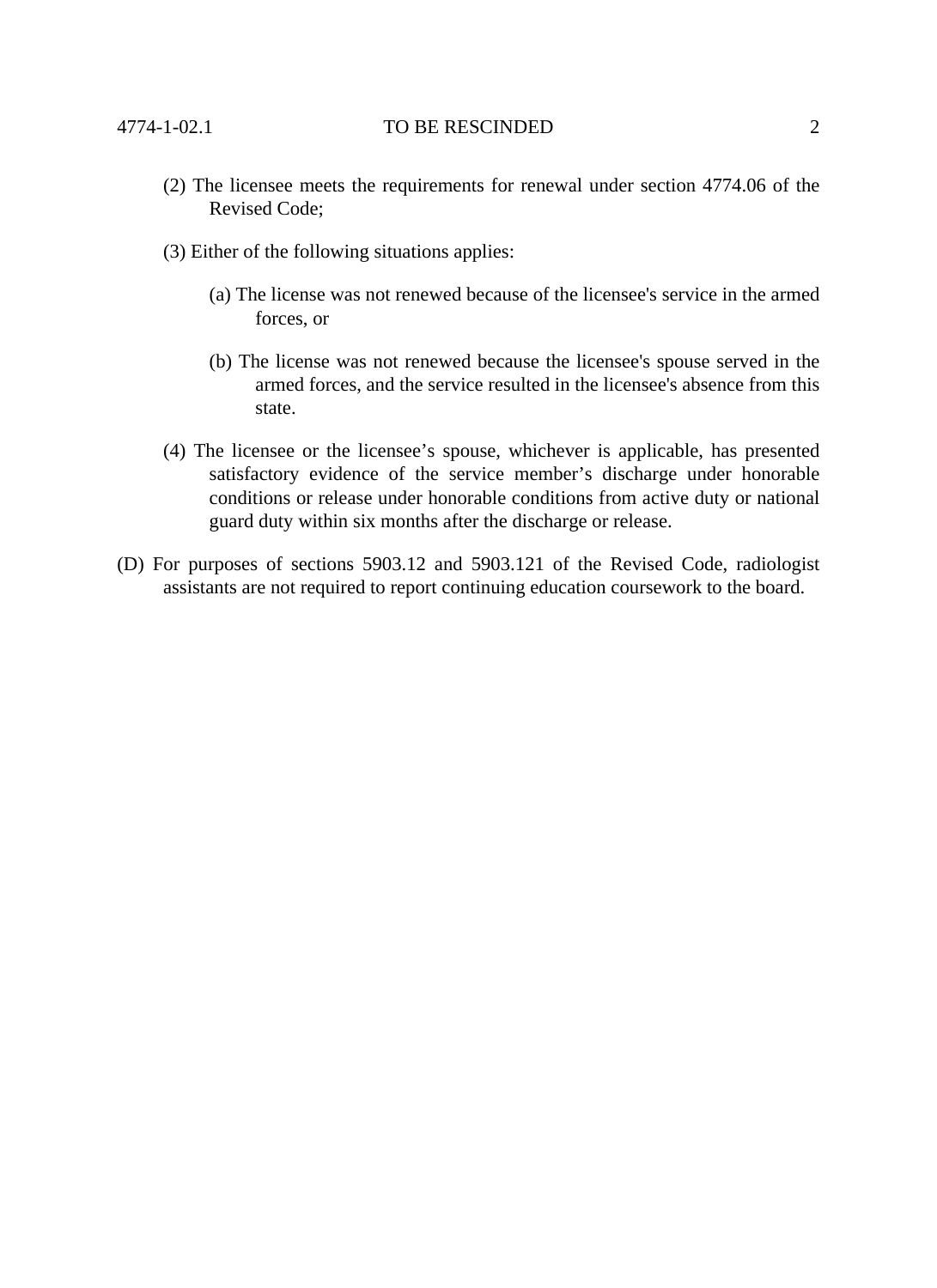(2) The licensee meets the requirements for renewal under section 4774.06 of the Revised Code;

(3) Either of the following situations applies:

(a) The license was not renewed because of the licensee's service in the armed forces, or

(b) The license was not renewed because the licensee's spouse served in the armed forces, and the service resulted in the licensee's absence from this state.

(4) The licensee or the licensee’s spouse, whichever is applicable, has presented satisfactory evidence of the service member’s discharge under honorable conditions or release under honorable conditions from active duty or national guard duty within six months after the discharge or release.

(D) For purposes of sections 5903.12 and 5903.121 of the Revised Code, radiologist assistants are not required to report continuing education coursework to the board.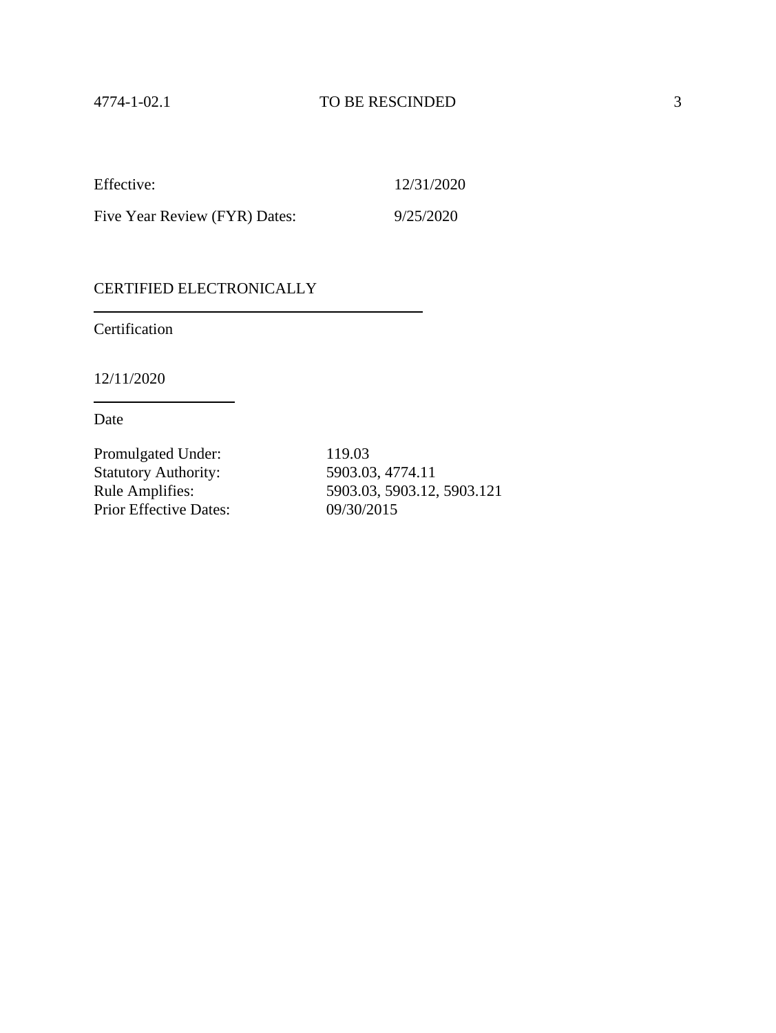Effective: 12/31/2020

Five Year Review (FYR) Dates: 9/25/2020

CERTIFIED ELECTRONICALLY

Certification

12/11/2020

Date

Promulgated Under: 119.03
Statutory Authority: 5903.03, 4774.11
Rule Amplifies: 5903.03, 5903.12, 5903.121
Prior Effective Dates: 09/30/2015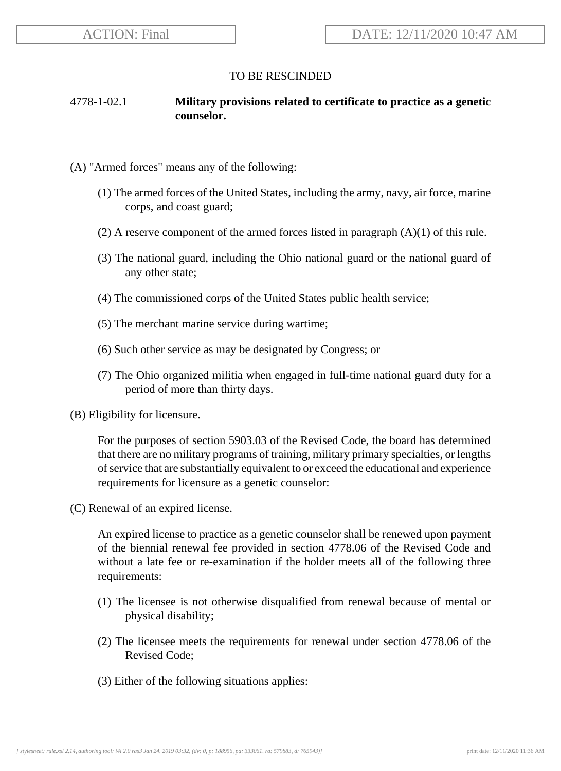TO BE RESCINDED

4778-1-02.1 **Military provisions related to certificate to practice as a genetic counselor.**

(A) "Armed forces" means any of the following:

(1) The armed forces of the United States, including the army, navy, air force, marine corps, and coast guard;

(2) A reserve component of the armed forces listed in paragraph (A)(1) of this rule.

(3) The national guard, including the Ohio national guard or the national guard of any other state;

(4) The commissioned corps of the United States public health service;

(5) The merchant marine service during wartime;

(6) Such other service as may be designated by Congress; or

(7) The Ohio organized militia when engaged in full-time national guard duty for a period of more than thirty days.

(B) Eligibility for licensure.

For the purposes of section 5903.03 of the Revised Code, the board has determined that there are no military programs of training, military primary specialties, or lengths of service that are substantially equivalent to or exceed the educational and experience requirements for licensure as a genetic counselor:

(C) Renewal of an expired license.

An expired license to practice as a genetic counselor shall be renewed upon payment of the biennial renewal fee provided in section 4778.06 of the Revised Code and without a late fee or re-examination if the holder meets all of the following three requirements:

(1) The licensee is not otherwise disqualified from renewal because of mental or physical disability;

(2) The licensee meets the requirements for renewal under section 4778.06 of the Revised Code;

(3) Either of the following situations applies: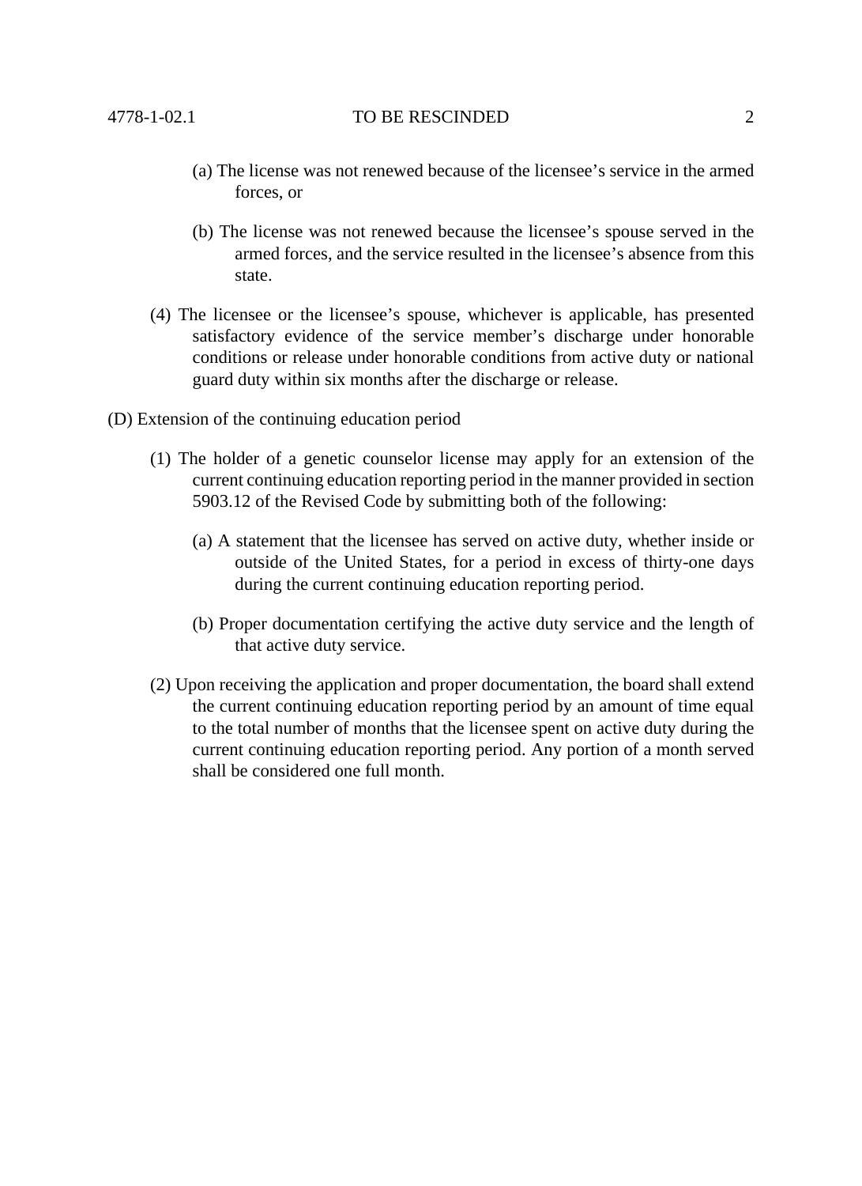(a) The license was not renewed because of the licensee's service in the armed forces, or

(b) The license was not renewed because the licensee's spouse served in the armed forces, and the service resulted in the licensee's absence from this state.

(4) The licensee or the licensee's spouse, whichever is applicable, has presented satisfactory evidence of the service member's discharge under honorable conditions or release under honorable conditions from active duty or national guard duty within six months after the discharge or release.

(D) Extension of the continuing education period

(1) The holder of a genetic counselor license may apply for an extension of the current continuing education reporting period in the manner provided in section 5903.12 of the Revised Code by submitting both of the following:

(a) A statement that the licensee has served on active duty, whether inside or outside of the United States, for a period in excess of thirty-one days during the current continuing education reporting period.

(b) Proper documentation certifying the active duty service and the length of that active duty service.

(2) Upon receiving the application and proper documentation, the board shall extend the current continuing education reporting period by an amount of time equal to the total number of months that the licensee spent on active duty during the current continuing education reporting period. Any portion of a month served shall be considered one full month.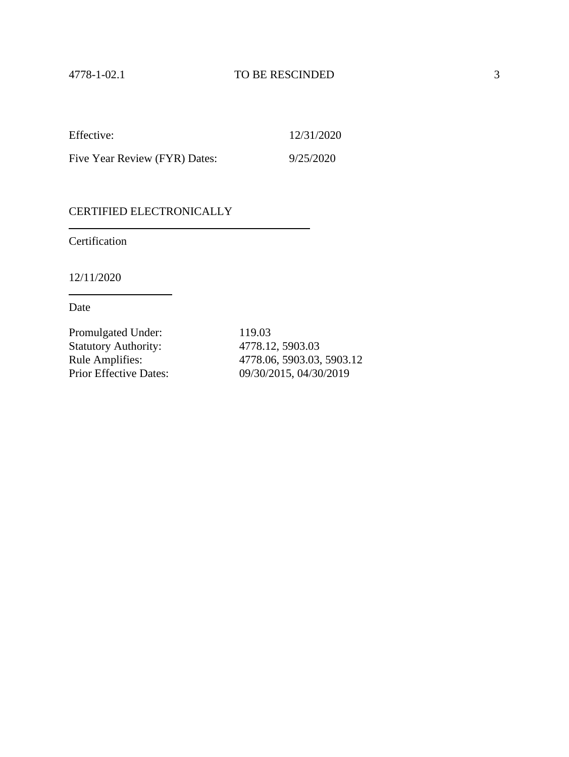Effective: 12/31/2020

Five Year Review (FYR) Dates: 9/25/2020

CERTIFIED ELECTRONICALLY

Certification

12/11/2020

Date

| | |
|---|---|
| Promulgated Under: | 119.03 |
| Statutory Authority: | 4778.12, 5903.03 |
| Rule Amplifies: | 4778.06, 5903.03, 5903.12 |
| Prior Effective Dates: | 09/30/2015, 04/30/2019 |